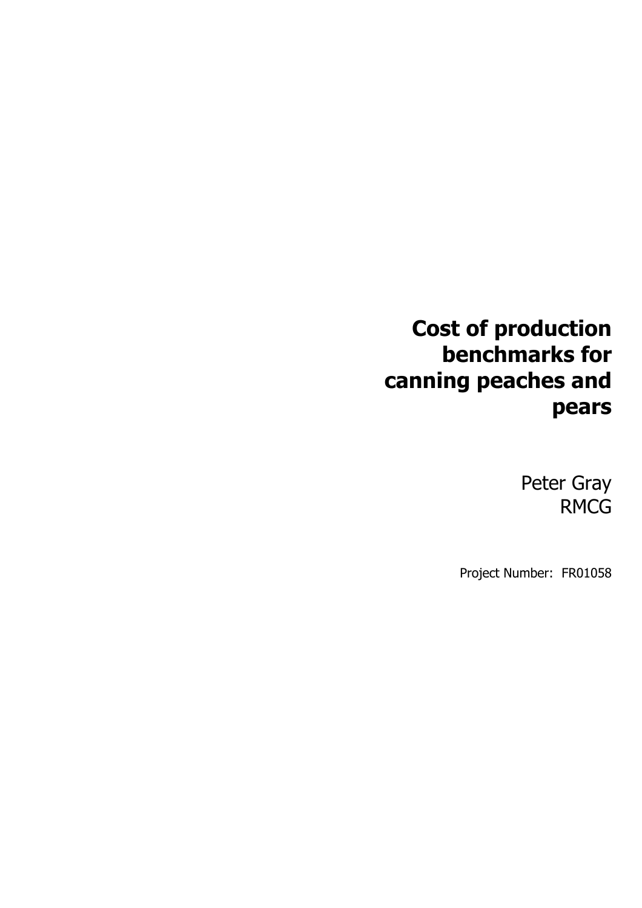# Cost of production benchmarks for canning peaches and pears

Peter Gray
RMCG

Project Number: FR01058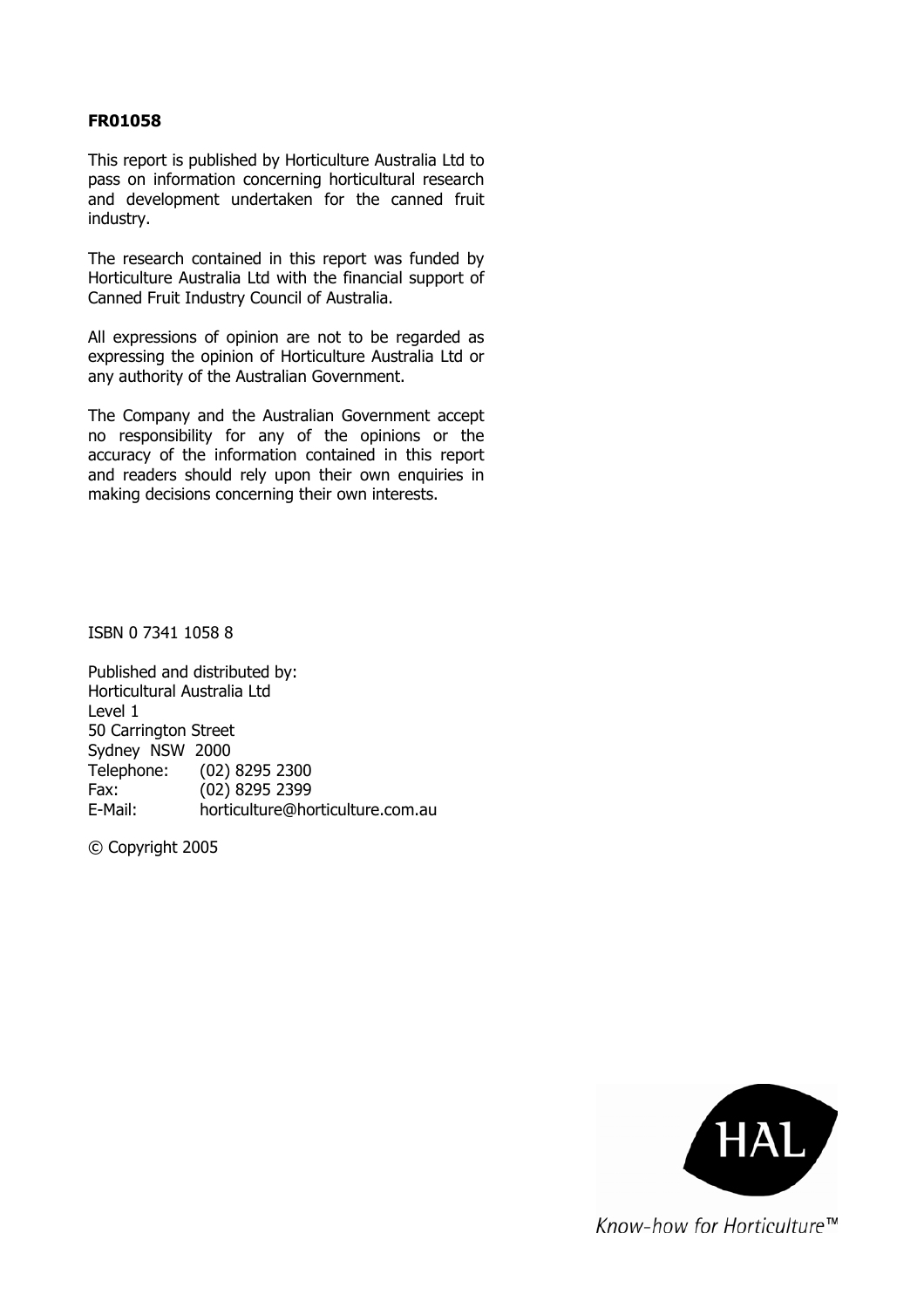**FR01058**

This report is published by Horticulture Australia Ltd to pass on information concerning horticultural research and development undertaken for the canned fruit industry.

The research contained in this report was funded by Horticulture Australia Ltd with the financial support of Canned Fruit Industry Council of Australia.

All expressions of opinion are not to be regarded as expressing the opinion of Horticulture Australia Ltd or any authority of the Australian Government.

The Company and the Australian Government accept no responsibility for any of the opinions or the accuracy of the information contained in this report and readers should rely upon their own enquiries in making decisions concerning their own interests.

ISBN 0 7341 1058 8

Published and distributed by:
Horticultural Australia Ltd
Level 1
50 Carrington Street
Sydney NSW 2000
Telephone: (02) 8295 2300
Fax: (02) 8295 2399
E-Mail: horticulture@horticulture.com.au

© Copyright 2005

HAL

*Know-how for Horticulture™*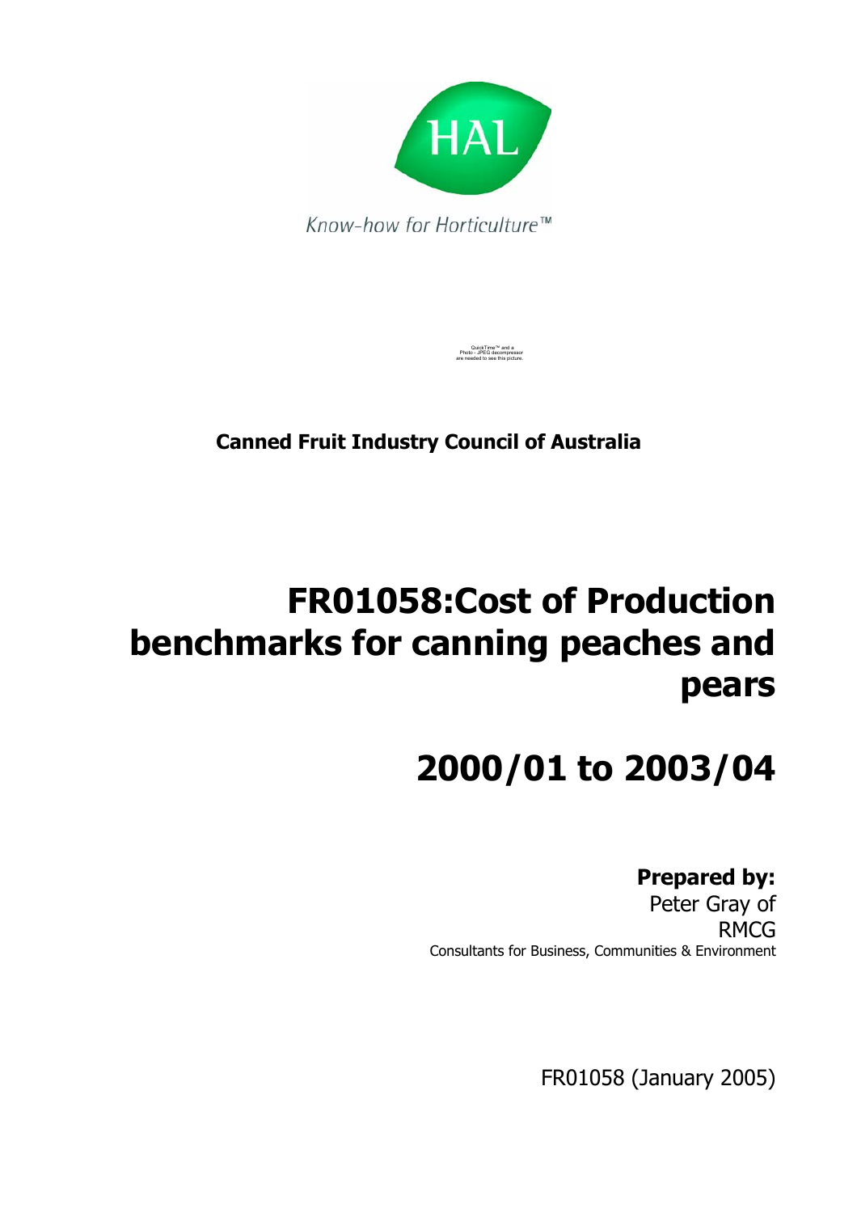Know-how for Horticulture™

QuickTime™ and a Photo - JPEG decompressor are needed to see this picture.

**Canned Fruit Industry Council of Australia**

# FR01058:Cost of Production benchmarks for canning peaches and pears

# 2000/01 to 2003/04

**Prepared by:**
Peter Gray of
RMCG
Consultants for Business, Communities & Environment

FR01058 (January 2005)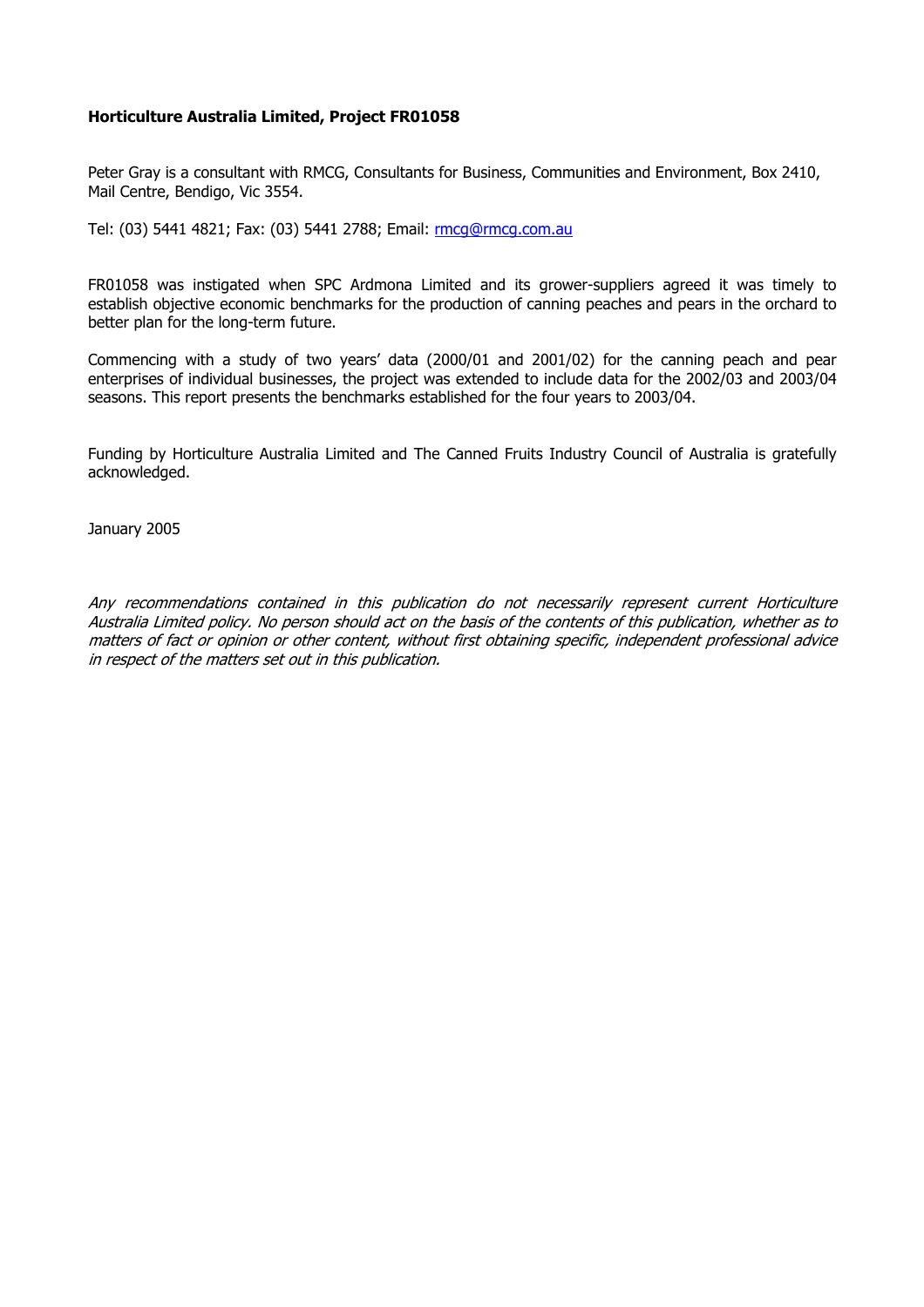**Horticulture Australia Limited, Project FR01058**

Peter Gray is a consultant with RMCG, Consultants for Business, Communities and Environment, Box 2410, Mail Centre, Bendigo, Vic 3554.

Tel: (03) 5441 4821; Fax: (03) 5441 2788; Email: rmcg@rmcg.com.au

FR01058 was instigated when SPC Ardmona Limited and its grower-suppliers agreed it was timely to establish objective economic benchmarks for the production of canning peaches and pears in the orchard to better plan for the long-term future.

Commencing with a study of two years' data (2000/01 and 2001/02) for the canning peach and pear enterprises of individual businesses, the project was extended to include data for the 2002/03 and 2003/04 seasons. This report presents the benchmarks established for the four years to 2003/04.

Funding by Horticulture Australia Limited and The Canned Fruits Industry Council of Australia is gratefully acknowledged.

January 2005

*Any recommendations contained in this publication do not necessarily represent current Horticulture Australia Limited policy. No person should act on the basis of the contents of this publication, whether as to matters of fact or opinion or other content, without first obtaining specific, independent professional advice in respect of the matters set out in this publication.*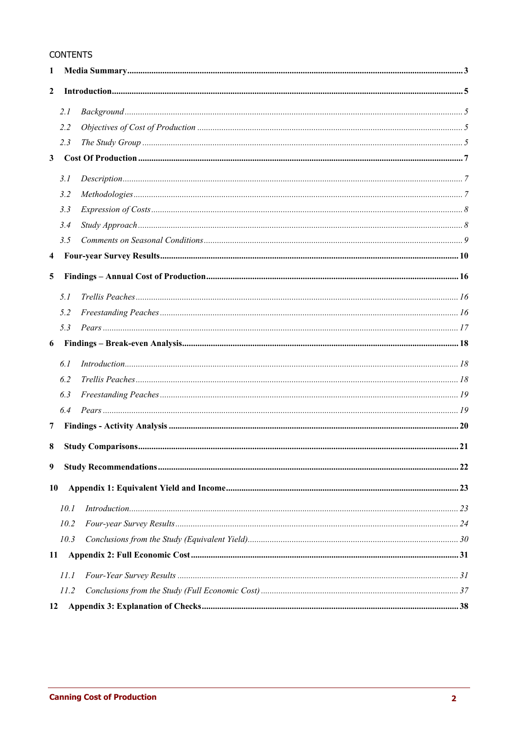CONTENTS

| | | |
|---|---|---|
| **1** | **Media Summary** | **3** |
| **2** | **Introduction** | **5** |
| *2.1* | *Background* | *5* |
| *2.2* | *Objectives of Cost of Production* | *5* |
| *2.3* | *The Study Group* | *5* |
| **3** | **Cost Of Production** | **7** |
| *3.1* | *Description* | *7* |
| *3.2* | *Methodologies* | *7* |
| *3.3* | *Expression of Costs* | *8* |
| *3.4* | *Study Approach* | *8* |
| *3.5* | *Comments on Seasonal Conditions* | *9* |
| **4** | **Four-year Survey Results** | **10** |
| **5** | **Findings – Annual Cost of Production** | **16** |
| *5.1* | *Trellis Peaches* | *16* |
| *5.2* | *Freestanding Peaches* | *16* |
| *5.3* | *Pears* | *17* |
| **6** | **Findings – Break-even Analysis** | **18** |
| *6.1* | *Introduction* | *18* |
| *6.2* | *Trellis Peaches* | *18* |
| *6.3* | *Freestanding Peaches* | *19* |
| *6.4* | *Pears* | *19* |
| **7** | **Findings - Activity Analysis** | **20** |
| **8** | **Study Comparisons** | **21** |
| **9** | **Study Recommendations** | **22** |
| **10** | **Appendix 1: Equivalent Yield and Income** | **23** |
| *10.1* | *Introduction* | *23* |
| *10.2* | *Four-year Survey Results* | *24* |
| *10.3* | *Conclusions from the Study (Equivalent Yield)* | *30* |
| **11** | **Appendix 2: Full Economic Cost** | **31** |
| *11.1* | *Four-Year Survey Results* | *31* |
| *11.2* | *Conclusions from the Study (Full Economic Cost)* | *37* |
| **12** | **Appendix 3: Explanation of Checks** | **38** |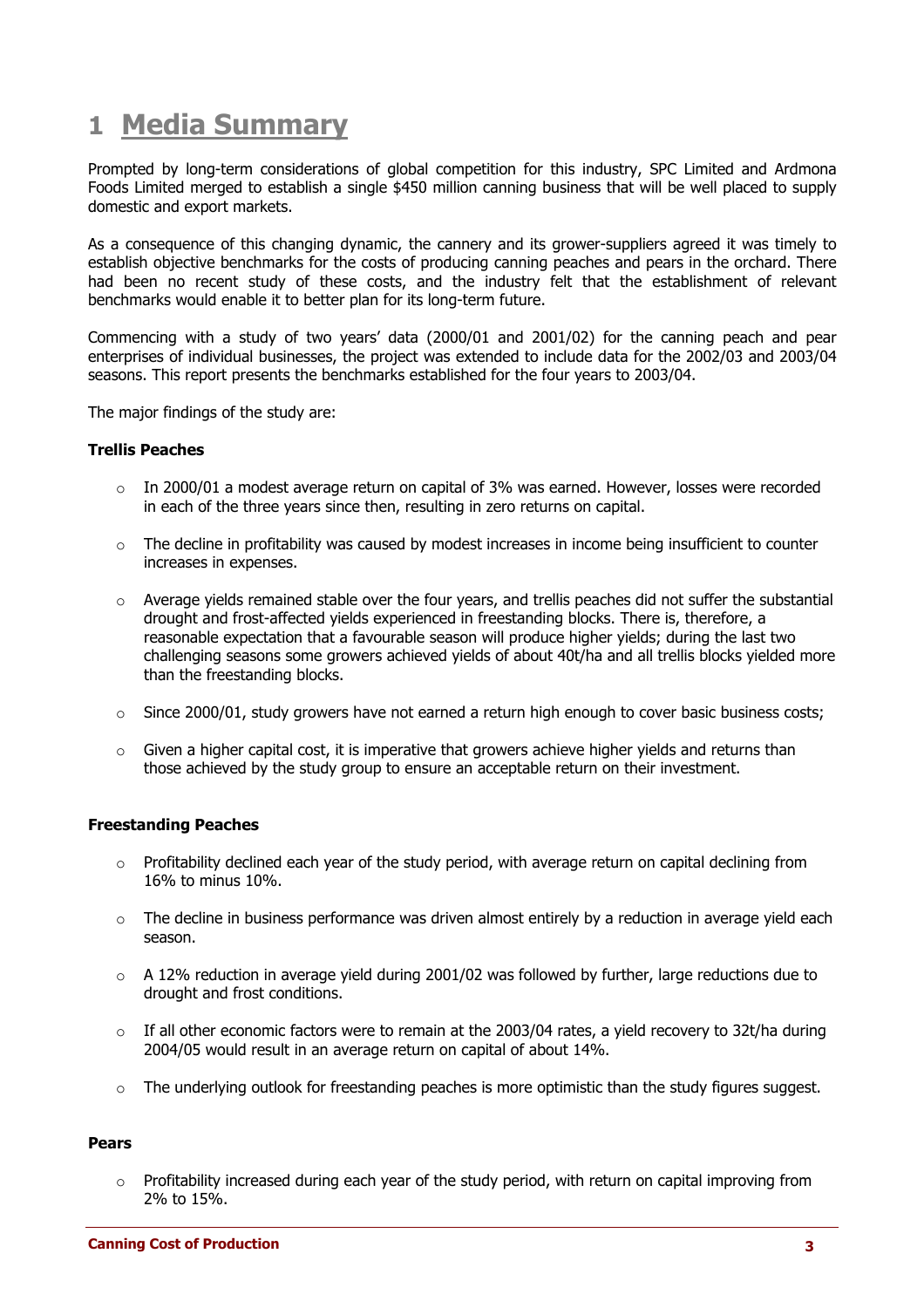# 1 Media Summary

Prompted by long-term considerations of global competition for this industry, SPC Limited and Ardmona Foods Limited merged to establish a single $450 million canning business that will be well placed to supply domestic and export markets.

As a consequence of this changing dynamic, the cannery and its grower-suppliers agreed it was timely to establish objective benchmarks for the costs of producing canning peaches and pears in the orchard. There had been no recent study of these costs, and the industry felt that the establishment of relevant benchmarks would enable it to better plan for its long-term future.

Commencing with a study of two years' data (2000/01 and 2001/02) for the canning peach and pear enterprises of individual businesses, the project was extended to include data for the 2002/03 and 2003/04 seasons. This report presents the benchmarks established for the four years to 2003/04.

The major findings of the study are:

**Trellis Peaches**

- In 2000/01 a modest average return on capital of 3% was earned. However, losses were recorded in each of the three years since then, resulting in zero returns on capital.
- The decline in profitability was caused by modest increases in income being insufficient to counter increases in expenses.
- Average yields remained stable over the four years, and trellis peaches did not suffer the substantial drought and frost-affected yields experienced in freestanding blocks. There is, therefore, a reasonable expectation that a favourable season will produce higher yields; during the last two challenging seasons some growers achieved yields of about 40t/ha and all trellis blocks yielded more than the freestanding blocks.
- Since 2000/01, study growers have not earned a return high enough to cover basic business costs;
- Given a higher capital cost, it is imperative that growers achieve higher yields and returns than those achieved by the study group to ensure an acceptable return on their investment.

**Freestanding Peaches**

- Profitability declined each year of the study period, with average return on capital declining from 16% to minus 10%.
- The decline in business performance was driven almost entirely by a reduction in average yield each season.
- A 12% reduction in average yield during 2001/02 was followed by further, large reductions due to drought and frost conditions.
- If all other economic factors were to remain at the 2003/04 rates, a yield recovery to 32t/ha during 2004/05 would result in an average return on capital of about 14%.
- The underlying outlook for freestanding peaches is more optimistic than the study figures suggest.

**Pears**

- Profitability increased during each year of the study period, with return on capital improving from 2% to 15%.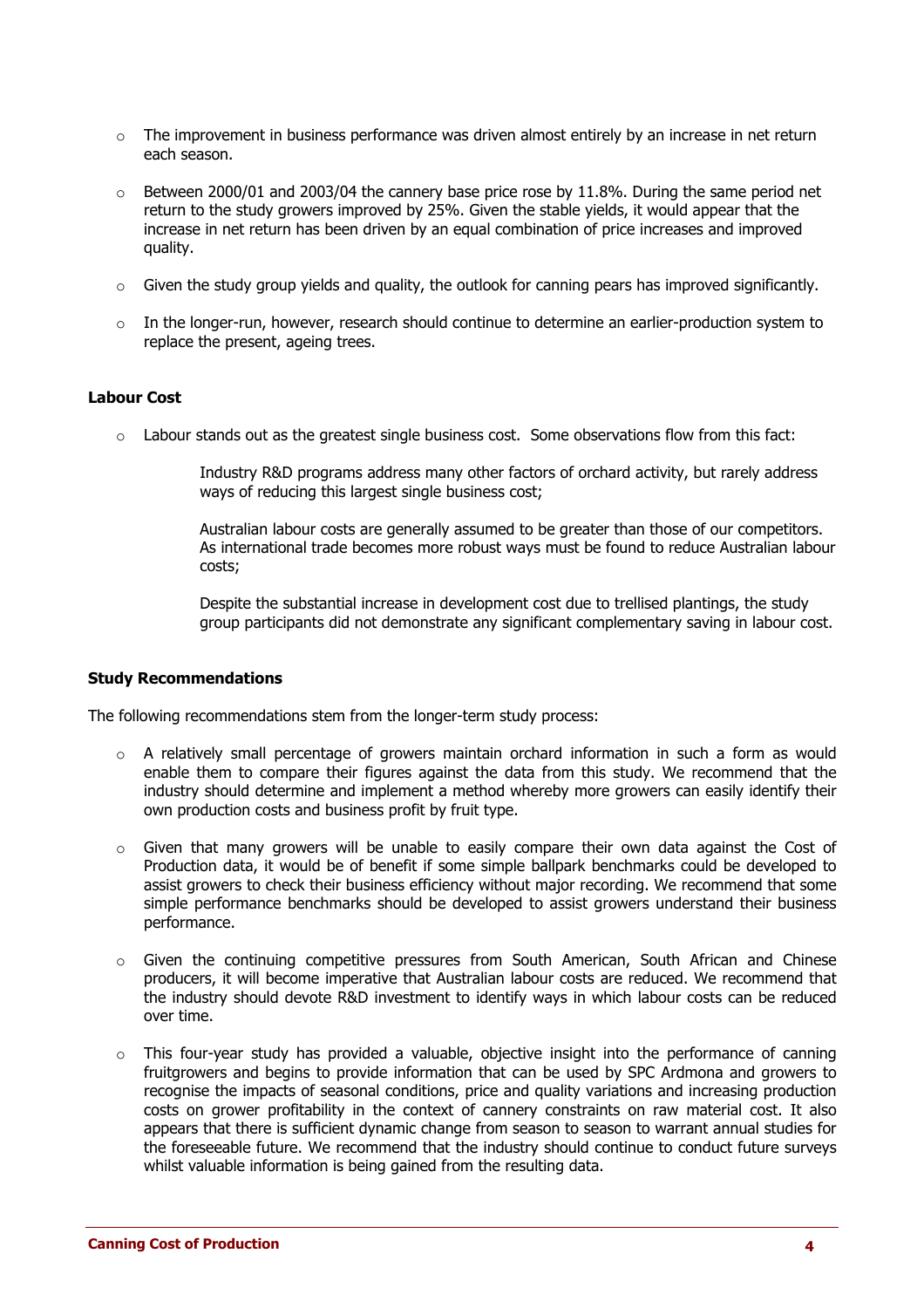- The improvement in business performance was driven almost entirely by an increase in net return each season.

- Between 2000/01 and 2003/04 the cannery base price rose by 11.8%. During the same period net return to the study growers improved by 25%. Given the stable yields, it would appear that the increase in net return has been driven by an equal combination of price increases and improved quality.

- Given the study group yields and quality, the outlook for canning pears has improved significantly.

- In the longer-run, however, research should continue to determine an earlier-production system to replace the present, ageing trees.

**Labour Cost**

- Labour stands out as the greatest single business cost. Some observations flow from this fact:

  Industry R&D programs address many other factors of orchard activity, but rarely address ways of reducing this largest single business cost;

  Australian labour costs are generally assumed to be greater than those of our competitors. As international trade becomes more robust ways must be found to reduce Australian labour costs;

  Despite the substantial increase in development cost due to trellised plantings, the study group participants did not demonstrate any significant complementary saving in labour cost.

**Study Recommendations**

The following recommendations stem from the longer-term study process:

- A relatively small percentage of growers maintain orchard information in such a form as would enable them to compare their figures against the data from this study. We recommend that the industry should determine and implement a method whereby more growers can easily identify their own production costs and business profit by fruit type.

- Given that many growers will be unable to easily compare their own data against the Cost of Production data, it would be of benefit if some simple ballpark benchmarks could be developed to assist growers to check their business efficiency without major recording. We recommend that some simple performance benchmarks should be developed to assist growers understand their business performance.

- Given the continuing competitive pressures from South American, South African and Chinese producers, it will become imperative that Australian labour costs are reduced. We recommend that the industry should devote R&D investment to identify ways in which labour costs can be reduced over time.

- This four-year study has provided a valuable, objective insight into the performance of canning fruitgrowers and begins to provide information that can be used by SPC Ardmona and growers to recognise the impacts of seasonal conditions, price and quality variations and increasing production costs on grower profitability in the context of cannery constraints on raw material cost. It also appears that there is sufficient dynamic change from season to season to warrant annual studies for the foreseeable future. We recommend that the industry should continue to conduct future surveys whilst valuable information is being gained from the resulting data.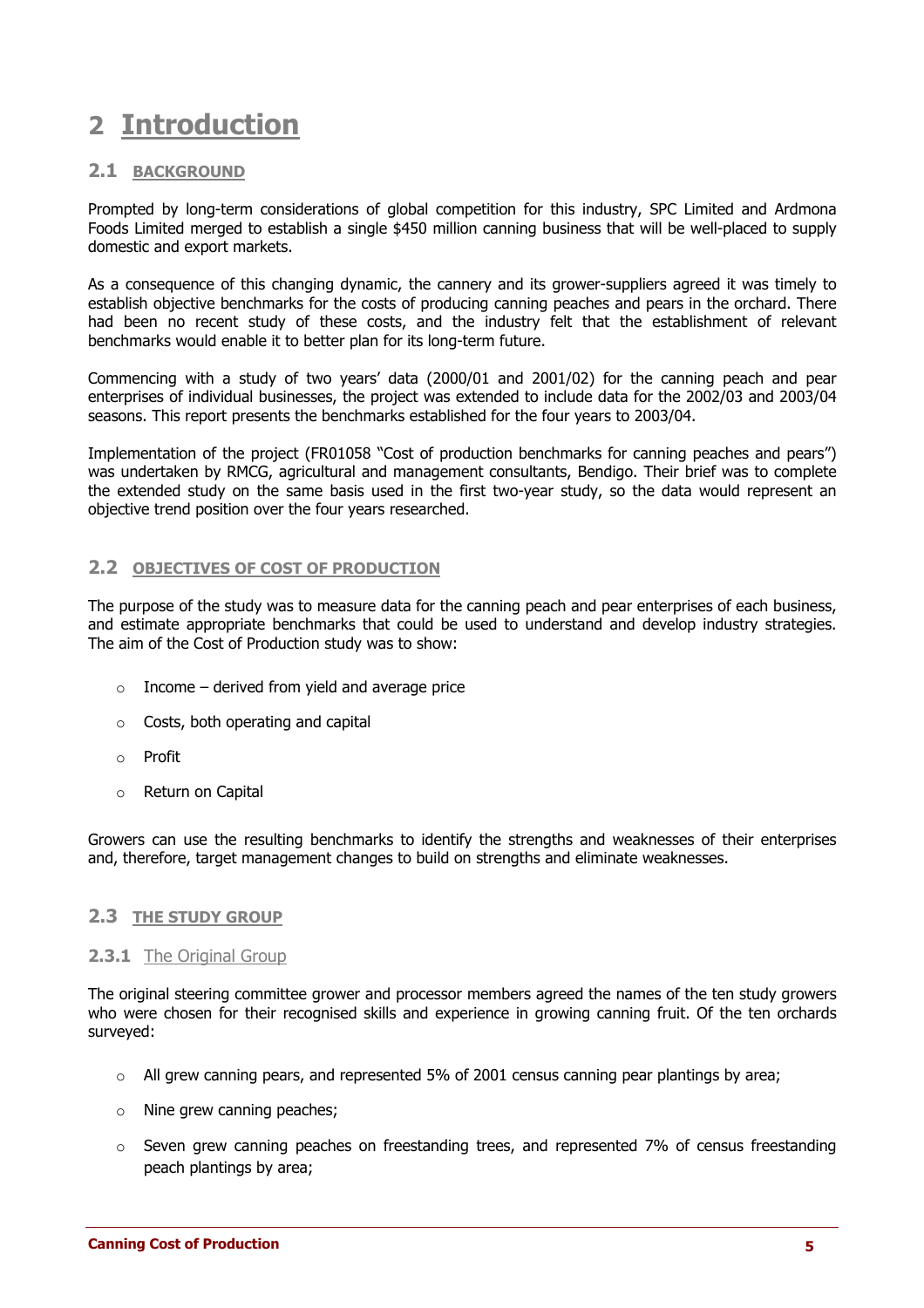# 2 Introduction

## 2.1 BACKGROUND

Prompted by long-term considerations of global competition for this industry, SPC Limited and Ardmona Foods Limited merged to establish a single $450 million canning business that will be well-placed to supply domestic and export markets.

As a consequence of this changing dynamic, the cannery and its grower-suppliers agreed it was timely to establish objective benchmarks for the costs of producing canning peaches and pears in the orchard. There had been no recent study of these costs, and the industry felt that the establishment of relevant benchmarks would enable it to better plan for its long-term future.

Commencing with a study of two years' data (2000/01 and 2001/02) for the canning peach and pear enterprises of individual businesses, the project was extended to include data for the 2002/03 and 2003/04 seasons. This report presents the benchmarks established for the four years to 2003/04.

Implementation of the project (FR01058 "Cost of production benchmarks for canning peaches and pears") was undertaken by RMCG, agricultural and management consultants, Bendigo. Their brief was to complete the extended study on the same basis used in the first two-year study, so the data would represent an objective trend position over the four years researched.

## 2.2 OBJECTIVES OF COST OF PRODUCTION

The purpose of the study was to measure data for the canning peach and pear enterprises of each business, and estimate appropriate benchmarks that could be used to understand and develop industry strategies. The aim of the Cost of Production study was to show:

- Income – derived from yield and average price
- Costs, both operating and capital
- Profit
- Return on Capital

Growers can use the resulting benchmarks to identify the strengths and weaknesses of their enterprises and, therefore, target management changes to build on strengths and eliminate weaknesses.

## 2.3 THE STUDY GROUP

### 2.3.1 The Original Group

The original steering committee grower and processor members agreed the names of the ten study growers who were chosen for their recognised skills and experience in growing canning fruit. Of the ten orchards surveyed:

- All grew canning pears, and represented 5% of 2001 census canning pear plantings by area;
- Nine grew canning peaches;
- Seven grew canning peaches on freestanding trees, and represented 7% of census freestanding peach plantings by area;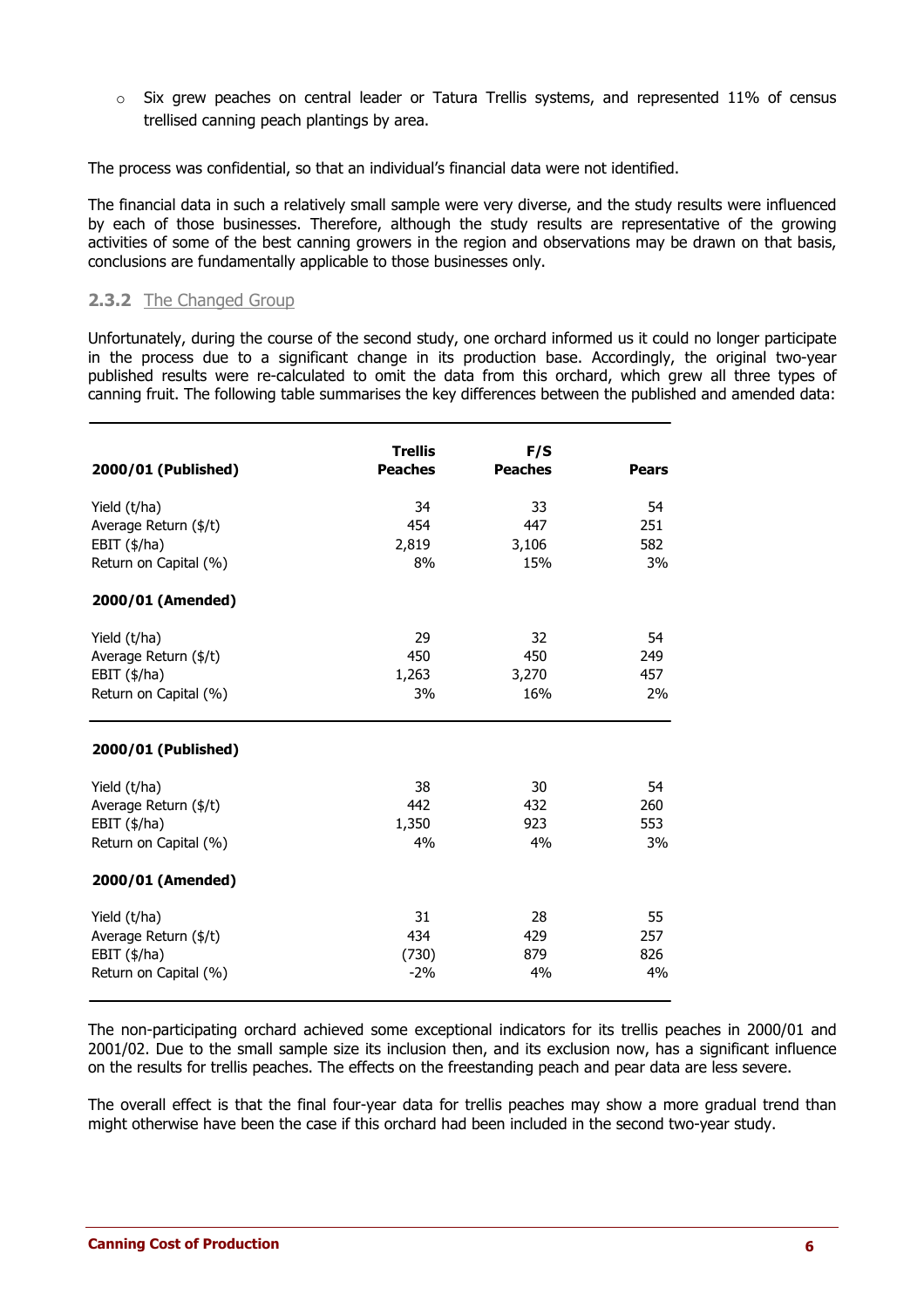- Six grew peaches on central leader or Tatura Trellis systems, and represented 11% of census trellised canning peach plantings by area.

The process was confidential, so that an individual's financial data were not identified.

The financial data in such a relatively small sample were very diverse, and the study results were influenced by each of those businesses. Therefore, although the study results are representative of the growing activities of some of the best canning growers in the region and observations may be drawn on that basis, conclusions are fundamentally applicable to those businesses only.

### 2.3.2 The Changed Group

Unfortunately, during the course of the second study, one orchard informed us it could no longer participate in the process due to a significant change in its production base. Accordingly, the original two-year published results were re-calculated to omit the data from this orchard, which grew all three types of canning fruit. The following table summarises the key differences between the published and amended data:

| **2000/01 (Published)** | **Trellis Peaches** | **F/S Peaches** | **Pears** |
|---|---|---|---|
| Yield (t/ha) | 34 | 33 | 54 |
| Average Return ($/t) | 454 | 447 | 251 |
| EBIT ($/ha) | 2,819 | 3,106 | 582 |
| Return on Capital (%) | 8% | 15% | 3% |
| **2000/01 (Amended)** | | | |
| Yield (t/ha) | 29 | 32 | 54 |
| Average Return ($/t) | 450 | 450 | 249 |
| EBIT ($/ha) | 1,263 | 3,270 | 457 |
| Return on Capital (%) | 3% | 16% | 2% |
| **2000/01 (Published)** | | | |
| Yield (t/ha) | 38 | 30 | 54 |
| Average Return ($/t) | 442 | 432 | 260 |
| EBIT ($/ha) | 1,350 | 923 | 553 |
| Return on Capital (%) | 4% | 4% | 3% |
| **2000/01 (Amended)** | | | |
| Yield (t/ha) | 31 | 28 | 55 |
| Average Return ($/t) | 434 | 429 | 257 |
| EBIT ($/ha) | (730) | 879 | 826 |
| Return on Capital (%) | -2% | 4% | 4% |

The non-participating orchard achieved some exceptional indicators for its trellis peaches in 2000/01 and 2001/02. Due to the small sample size its inclusion then, and its exclusion now, has a significant influence on the results for trellis peaches. The effects on the freestanding peach and pear data are less severe.

The overall effect is that the final four-year data for trellis peaches may show a more gradual trend than might otherwise have been the case if this orchard had been included in the second two-year study.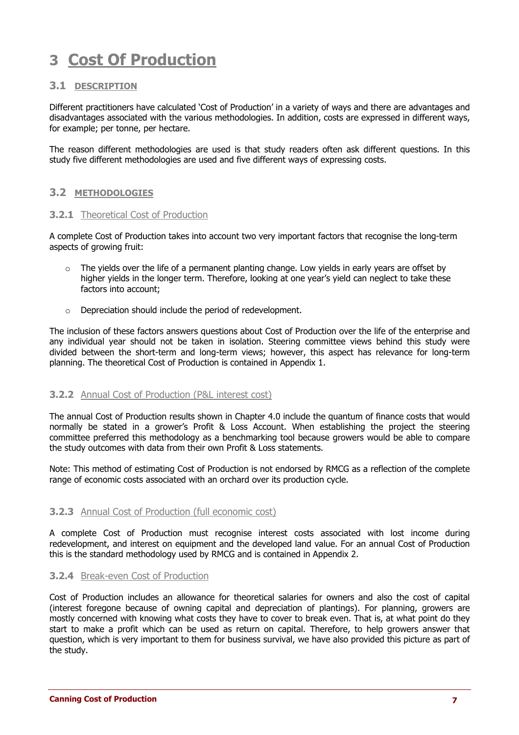# 3 Cost Of Production

## 3.1 DESCRIPTION

Different practitioners have calculated 'Cost of Production' in a variety of ways and there are advantages and disadvantages associated with the various methodologies. In addition, costs are expressed in different ways, for example; per tonne, per hectare.

The reason different methodologies are used is that study readers often ask different questions. In this study five different methodologies are used and five different ways of expressing costs.

## 3.2 METHODOLOGIES

### 3.2.1 Theoretical Cost of Production

A complete Cost of Production takes into account two very important factors that recognise the long-term aspects of growing fruit:

- The yields over the life of a permanent planting change. Low yields in early years are offset by higher yields in the longer term. Therefore, looking at one year's yield can neglect to take these factors into account;
- Depreciation should include the period of redevelopment.

The inclusion of these factors answers questions about Cost of Production over the life of the enterprise and any individual year should not be taken in isolation. Steering committee views behind this study were divided between the short-term and long-term views; however, this aspect has relevance for long-term planning. The theoretical Cost of Production is contained in Appendix 1.

### 3.2.2 Annual Cost of Production (P&L interest cost)

The annual Cost of Production results shown in Chapter 4.0 include the quantum of finance costs that would normally be stated in a grower's Profit & Loss Account. When establishing the project the steering committee preferred this methodology as a benchmarking tool because growers would be able to compare the study outcomes with data from their own Profit & Loss statements.

Note: This method of estimating Cost of Production is not endorsed by RMCG as a reflection of the complete range of economic costs associated with an orchard over its production cycle.

### 3.2.3 Annual Cost of Production (full economic cost)

A complete Cost of Production must recognise interest costs associated with lost income during redevelopment, and interest on equipment and the developed land value. For an annual Cost of Production this is the standard methodology used by RMCG and is contained in Appendix 2.

### 3.2.4 Break-even Cost of Production

Cost of Production includes an allowance for theoretical salaries for owners and also the cost of capital (interest foregone because of owning capital and depreciation of plantings). For planning, growers are mostly concerned with knowing what costs they have to cover to break even. That is, at what point do they start to make a profit which can be used as return on capital. Therefore, to help growers answer that question, which is very important to them for business survival, we have also provided this picture as part of the study.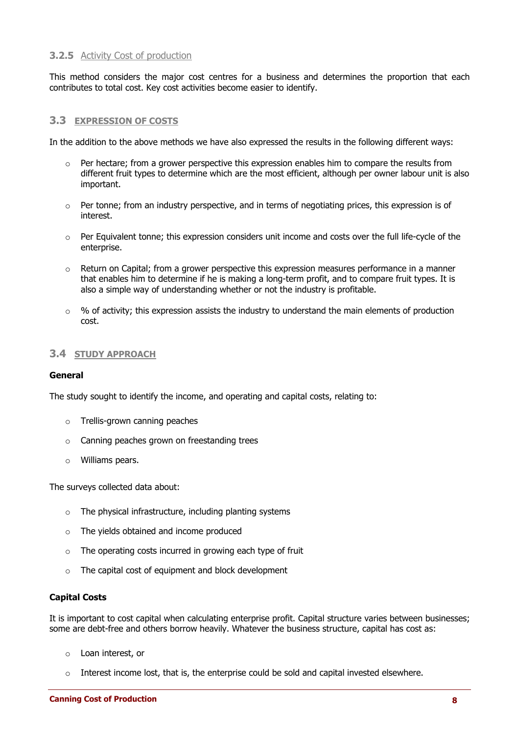### 3.2.5 Activity Cost of production

This method considers the major cost centres for a business and determines the proportion that each contributes to total cost. Key cost activities become easier to identify.

## 3.3 EXPRESSION OF COSTS

In the addition to the above methods we have also expressed the results in the following different ways:

- Per hectare; from a grower perspective this expression enables him to compare the results from different fruit types to determine which are the most efficient, although per owner labour unit is also important.
- Per tonne; from an industry perspective, and in terms of negotiating prices, this expression is of interest.
- Per Equivalent tonne; this expression considers unit income and costs over the full life-cycle of the enterprise.
- Return on Capital; from a grower perspective this expression measures performance in a manner that enables him to determine if he is making a long-term profit, and to compare fruit types. It is also a simple way of understanding whether or not the industry is profitable.
- % of activity; this expression assists the industry to understand the main elements of production cost.

## 3.4 STUDY APPROACH

**General**

The study sought to identify the income, and operating and capital costs, relating to:

- Trellis-grown canning peaches
- Canning peaches grown on freestanding trees
- Williams pears.

The surveys collected data about:

- The physical infrastructure, including planting systems
- The yields obtained and income produced
- The operating costs incurred in growing each type of fruit
- The capital cost of equipment and block development

**Capital Costs**

It is important to cost capital when calculating enterprise profit. Capital structure varies between businesses; some are debt-free and others borrow heavily. Whatever the business structure, capital has cost as:

- Loan interest, or
- Interest income lost, that is, the enterprise could be sold and capital invested elsewhere.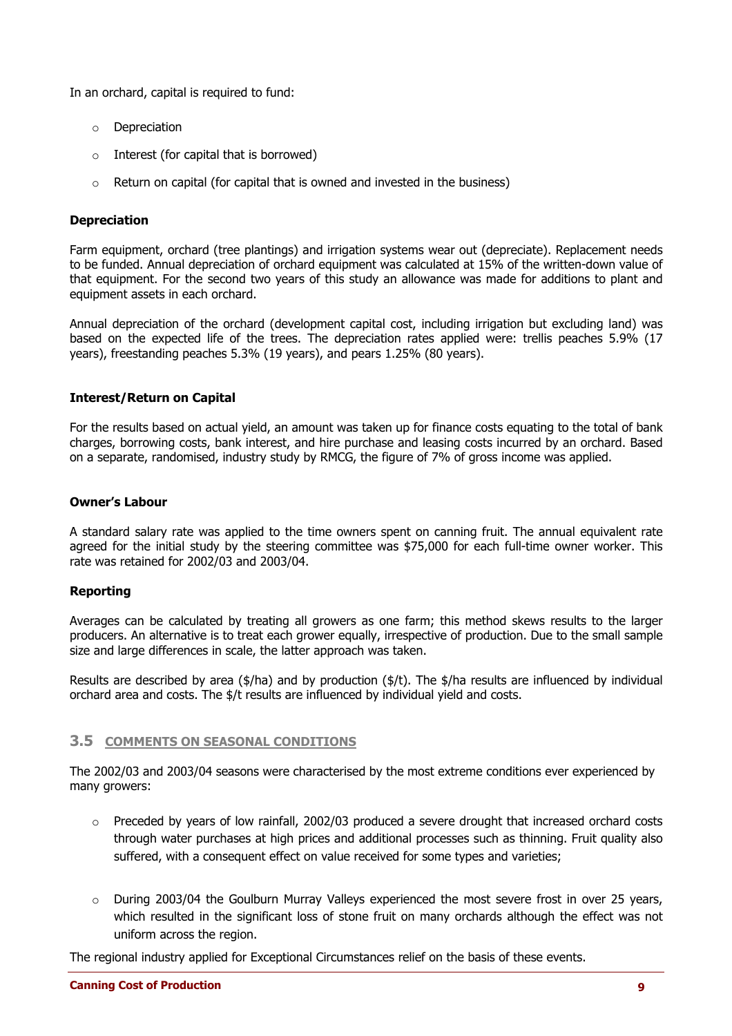In an orchard, capital is required to fund:

- Depreciation
- Interest (for capital that is borrowed)
- Return on capital (for capital that is owned and invested in the business)

**Depreciation**

Farm equipment, orchard (tree plantings) and irrigation systems wear out (depreciate). Replacement needs to be funded. Annual depreciation of orchard equipment was calculated at 15% of the written-down value of that equipment. For the second two years of this study an allowance was made for additions to plant and equipment assets in each orchard.

Annual depreciation of the orchard (development capital cost, including irrigation but excluding land) was based on the expected life of the trees. The depreciation rates applied were: trellis peaches 5.9% (17 years), freestanding peaches 5.3% (19 years), and pears 1.25% (80 years).

**Interest/Return on Capital**

For the results based on actual yield, an amount was taken up for finance costs equating to the total of bank charges, borrowing costs, bank interest, and hire purchase and leasing costs incurred by an orchard. Based on a separate, randomised, industry study by RMCG, the figure of 7% of gross income was applied.

**Owner's Labour**

A standard salary rate was applied to the time owners spent on canning fruit. The annual equivalent rate agreed for the initial study by the steering committee was $75,000 for each full-time owner worker. This rate was retained for 2002/03 and 2003/04.

**Reporting**

Averages can be calculated by treating all growers as one farm; this method skews results to the larger producers. An alternative is to treat each grower equally, irrespective of production. Due to the small sample size and large differences in scale, the latter approach was taken.

Results are described by area ($/ha) and by production ($/t). The $/ha results are influenced by individual orchard area and costs. The $/t results are influenced by individual yield and costs.

## 3.5 COMMENTS ON SEASONAL CONDITIONS

The 2002/03 and 2003/04 seasons were characterised by the most extreme conditions ever experienced by many growers:

- Preceded by years of low rainfall, 2002/03 produced a severe drought that increased orchard costs through water purchases at high prices and additional processes such as thinning. Fruit quality also suffered, with a consequent effect on value received for some types and varieties;
- During 2003/04 the Goulburn Murray Valleys experienced the most severe frost in over 25 years, which resulted in the significant loss of stone fruit on many orchards although the effect was not uniform across the region.

The regional industry applied for Exceptional Circumstances relief on the basis of these events.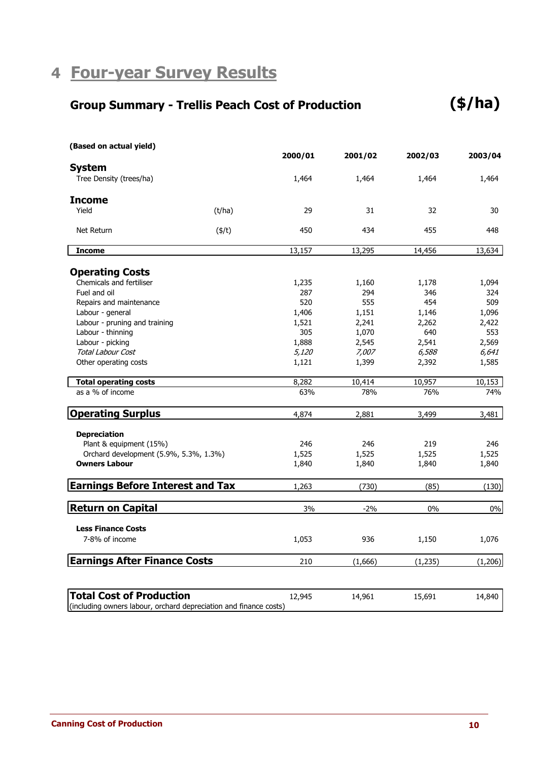# 4 Four-year Survey Results

## Group Summary - Trellis Peach Cost of Production ($/ha)

| (Based on actual yield) | | 2000/01 | 2001/02 | 2002/03 | 2003/04 |
|---|---|---|---|---|---|
| **System** | | | | | |
| Tree Density (trees/ha) | | 1,464 | 1,464 | 1,464 | 1,464 |
| **Income** | | | | | |
| Yield | (t/ha) | 29 | 31 | 32 | 30 |
| Net Return | ($/t) | 450 | 434 | 455 | 448 |
| **Income** | | 13,157 | 13,295 | 14,456 | 13,634 |
| **Operating Costs** | | | | | |
| Chemicals and fertiliser | | 1,235 | 1,160 | 1,178 | 1,094 |
| Fuel and oil | | 287 | 294 | 346 | 324 |
| Repairs and maintenance | | 520 | 555 | 454 | 509 |
| Labour - general | | 1,406 | 1,151 | 1,146 | 1,096 |
| Labour - pruning and training | | 1,521 | 2,241 | 2,262 | 2,422 |
| Labour - thinning | | 305 | 1,070 | 640 | 553 |
| Labour - picking | | 1,888 | 2,545 | 2,541 | 2,569 |
| *Total Labour Cost* | | *5,120* | *7,007* | *6,588* | *6,641* |
| Other operating costs | | 1,121 | 1,399 | 2,392 | 1,585 |
| **Total operating costs** | | 8,282 | 10,414 | 10,957 | 10,153 |
| as a % of income | | 63% | 78% | 76% | 74% |
| **Operating Surplus** | | 4,874 | 2,881 | 3,499 | 3,481 |
| **Depreciation** | | | | | |
| Plant & equipment (15%) | | 246 | 246 | 219 | 246 |
| Orchard development (5.9%, 5.3%, 1.3%) | | 1,525 | 1,525 | 1,525 | 1,525 |
| **Owners Labour** | | 1,840 | 1,840 | 1,840 | 1,840 |
| **Earnings Before Interest and Tax** | | 1,263 | (730) | (85) | (130) |
| **Return on Capital** | | 3% | -2% | 0% | 0% |
| **Less Finance Costs** | | | | | |
| 7-8% of income | | 1,053 | 936 | 1,150 | 1,076 |
| **Earnings After Finance Costs** | | 210 | (1,666) | (1,235) | (1,206) |
| **Total Cost of Production** (including owners labour, orchard depreciation and finance costs) | | 12,945 | 14,961 | 15,691 | 14,840 |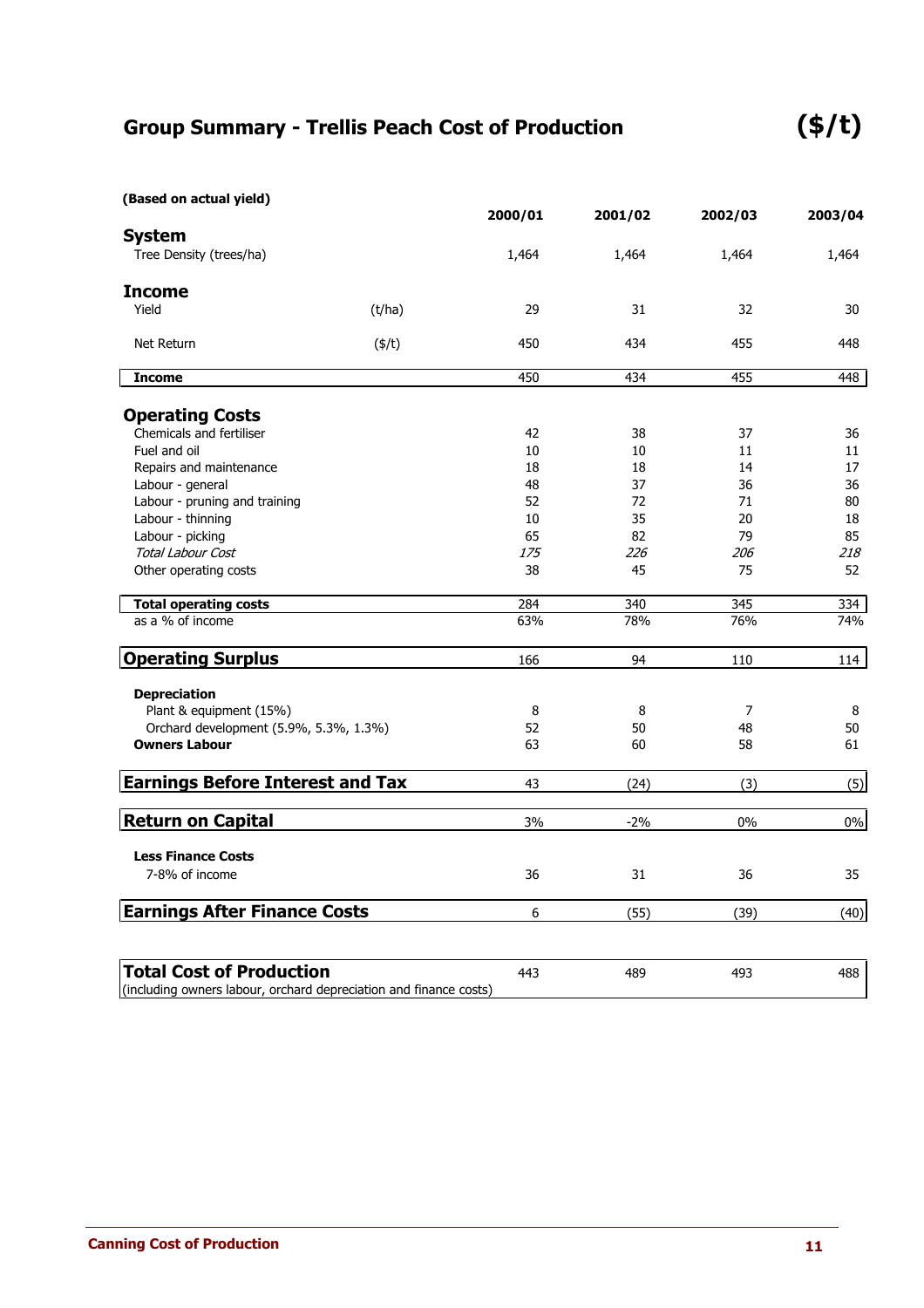## Group Summary - Trellis Peach Cost of Production ($/t)

| (Based on actual yield) | | 2000/01 | 2001/02 | 2002/03 | 2003/04 |
|---|---|---|---|---|---|
| **System** | | | | | |
| Tree Density (trees/ha) | | 1,464 | 1,464 | 1,464 | 1,464 |
| **Income** | | | | | |
| Yield | (t/ha) | 29 | 31 | 32 | 30 |
| Net Return | ($/t) | 450 | 434 | 455 | 448 |
| **Income** | | 450 | 434 | 455 | 448 |
| **Operating Costs** | | | | | |
| Chemicals and fertiliser | | 42 | 38 | 37 | 36 |
| Fuel and oil | | 10 | 10 | 11 | 11 |
| Repairs and maintenance | | 18 | 18 | 14 | 17 |
| Labour - general | | 48 | 37 | 36 | 36 |
| Labour - pruning and training | | 52 | 72 | 71 | 80 |
| Labour - thinning | | 10 | 35 | 20 | 18 |
| Labour - picking | | 65 | 82 | 79 | 85 |
| *Total Labour Cost* | | *175* | *226* | *206* | *218* |
| Other operating costs | | 38 | 45 | 75 | 52 |
| **Total operating costs** | | 284 | 340 | 345 | 334 |
| as a % of income | | 63% | 78% | 76% | 74% |
| **Operating Surplus** | | 166 | 94 | 110 | 114 |
| **Depreciation** | | | | | |
| Plant & equipment (15%) | | 8 | 8 | 7 | 8 |
| Orchard development (5.9%, 5.3%, 1.3%) | | 52 | 50 | 48 | 50 |
| **Owners Labour** | | 63 | 60 | 58 | 61 |
| **Earnings Before Interest and Tax** | | 43 | (24) | (3) | (5) |
| **Return on Capital** | | 3% | -2% | 0% | 0% |
| **Less Finance Costs** | | | | | |
| 7-8% of income | | 36 | 31 | 36 | 35 |
| **Earnings After Finance Costs** | | 6 | (55) | (39) | (40) |
| **Total Cost of Production** (including owners labour, orchard depreciation and finance costs) | | 443 | 489 | 493 | 488 |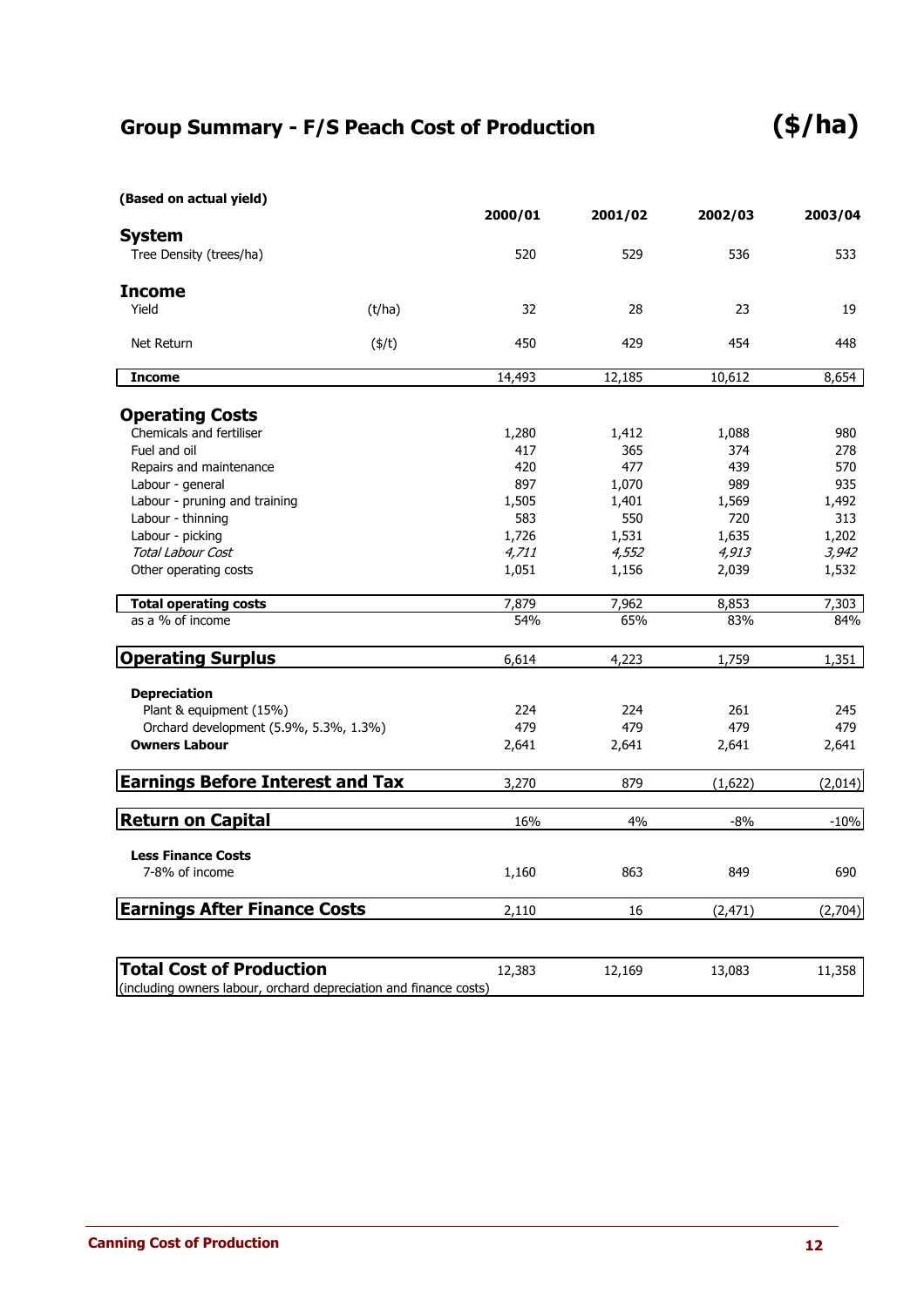# Group Summary - F/S Peach Cost of Production ($/ha)

**(Based on actual yield)**

| | | 2000/01 | 2001/02 | 2002/03 | 2003/04 |
|---|---|---|---|---|---|
| **System** | | | | | |
| Tree Density (trees/ha) | | 520 | 529 | 536 | 533 |
| **Income** | | | | | |
| Yield | (t/ha) | 32 | 28 | 23 | 19 |
| Net Return | ($/t) | 450 | 429 | 454 | 448 |
| **Income** | | 14,493 | 12,185 | 10,612 | 8,654 |
| **Operating Costs** | | | | | |
| Chemicals and fertiliser | | 1,280 | 1,412 | 1,088 | 980 |
| Fuel and oil | | 417 | 365 | 374 | 278 |
| Repairs and maintenance | | 420 | 477 | 439 | 570 |
| Labour - general | | 897 | 1,070 | 989 | 935 |
| Labour - pruning and training | | 1,505 | 1,401 | 1,569 | 1,492 |
| Labour - thinning | | 583 | 550 | 720 | 313 |
| Labour - picking | | 1,726 | 1,531 | 1,635 | 1,202 |
| *Total Labour Cost* | | *4,711* | *4,552* | *4,913* | *3,942* |
| Other operating costs | | 1,051 | 1,156 | 2,039 | 1,532 |
| **Total operating costs** | | 7,879 | 7,962 | 8,853 | 7,303 |
| as a % of income | | 54% | 65% | 83% | 84% |
| **Operating Surplus** | | 6,614 | 4,223 | 1,759 | 1,351 |
| **Depreciation** | | | | | |
| Plant & equipment (15%) | | 224 | 224 | 261 | 245 |
| Orchard development (5.9%, 5.3%, 1.3%) | | 479 | 479 | 479 | 479 |
| **Owners Labour** | | 2,641 | 2,641 | 2,641 | 2,641 |
| **Earnings Before Interest and Tax** | | 3,270 | 879 | (1,622) | (2,014) |
| **Return on Capital** | | 16% | 4% | -8% | -10% |
| **Less Finance Costs** | | | | | |
| 7-8% of income | | 1,160 | 863 | 849 | 690 |
| **Earnings After Finance Costs** | | 2,110 | 16 | (2,471) | (2,704) |
| **Total Cost of Production** (including owners labour, orchard depreciation and finance costs) | | 12,383 | 12,169 | 13,083 | 11,358 |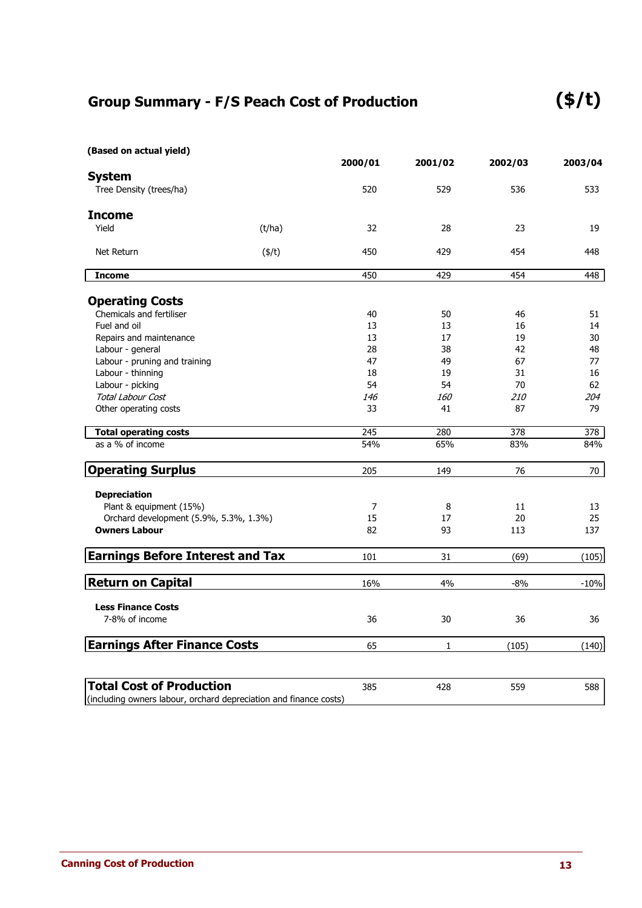## Group Summary - F/S Peach Cost of Production

**($/t)**

| (Based on actual yield) | | 2000/01 | 2001/02 | 2002/03 | 2003/04 |
|---|---|---|---|---|---|
| **System** | | | | | |
| Tree Density (trees/ha) | | 520 | 529 | 536 | 533 |
| **Income** | | | | | |
| Yield | (t/ha) | 32 | 28 | 23 | 19 |
| Net Return | ($/t) | 450 | 429 | 454 | 448 |
| **Income** | | 450 | 429 | 454 | 448 |
| **Operating Costs** | | | | | |
| Chemicals and fertiliser | | 40 | 50 | 46 | 51 |
| Fuel and oil | | 13 | 13 | 16 | 14 |
| Repairs and maintenance | | 13 | 17 | 19 | 30 |
| Labour - general | | 28 | 38 | 42 | 48 |
| Labour - pruning and training | | 47 | 49 | 67 | 77 |
| Labour - thinning | | 18 | 19 | 31 | 16 |
| Labour - picking | | 54 | 54 | 70 | 62 |
| *Total Labour Cost* | | *146* | *160* | *210* | *204* |
| Other operating costs | | 33 | 41 | 87 | 79 |
| **Total operating costs** | | 245 | 280 | 378 | 378 |
| as a % of income | | 54% | 65% | 83% | 84% |
| **Operating Surplus** | | 205 | 149 | 76 | 70 |
| **Depreciation** | | | | | |
| Plant & equipment (15%) | | 7 | 8 | 11 | 13 |
| Orchard development (5.9%, 5.3%, 1.3%) | | 15 | 17 | 20 | 25 |
| **Owners Labour** | | 82 | 93 | 113 | 137 |
| **Earnings Before Interest and Tax** | | 101 | 31 | (69) | (105) |
| **Return on Capital** | | 16% | 4% | -8% | -10% |
| **Less Finance Costs** | | | | | |
| 7-8% of income | | 36 | 30 | 36 | 36 |
| **Earnings After Finance Costs** | | 65 | 1 | (105) | (140) |
| **Total Cost of Production** (including owners labour, orchard depreciation and finance costs) | | 385 | 428 | 559 | 588 |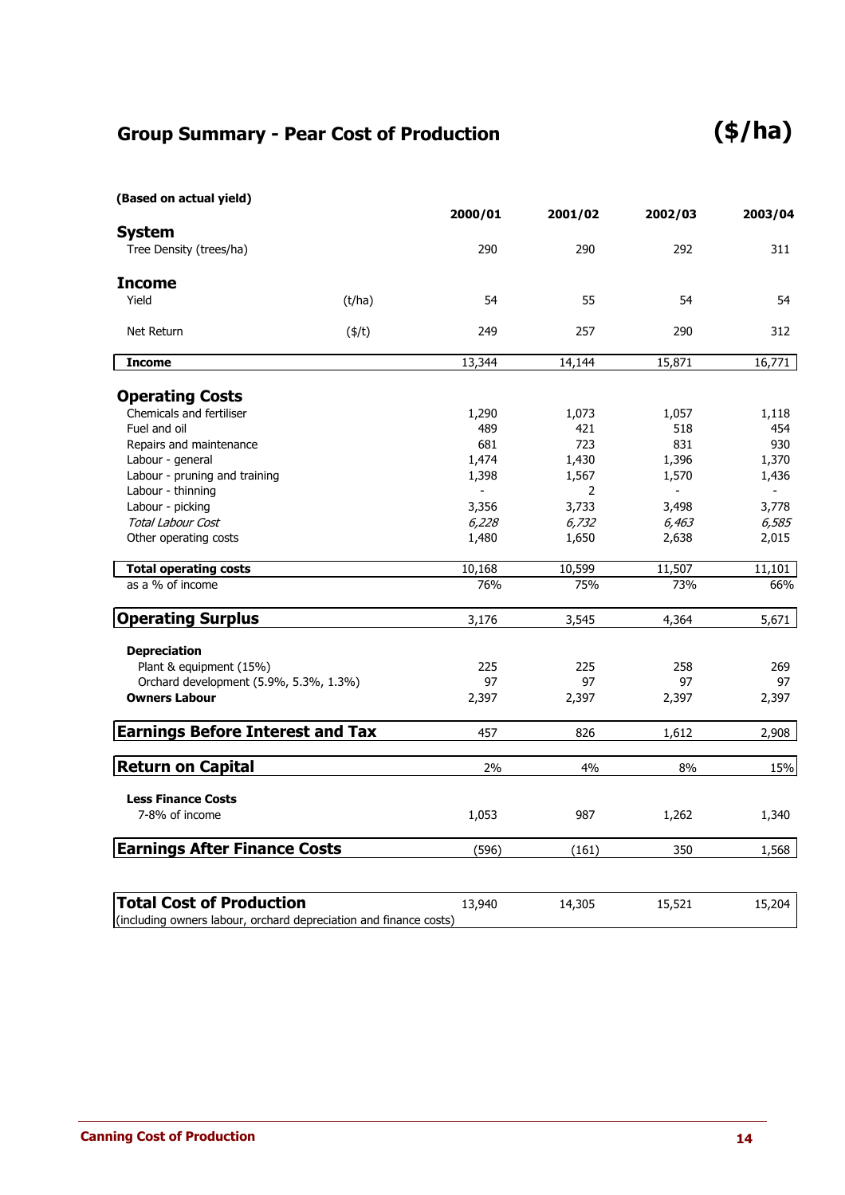## Group Summary - Pear Cost of Production

**($/ha)**

**(Based on actual yield)**

| | | 2000/01 | 2001/02 | 2002/03 | 2003/04 |
|---|---|---|---|---|---|
| **System** | | | | | |
| Tree Density (trees/ha) | | 290 | 290 | 292 | 311 |
| **Income** | | | | | |
| Yield | (t/ha) | 54 | 55 | 54 | 54 |
| Net Return | ($/t) | 249 | 257 | 290 | 312 |
| **Income** | | 13,344 | 14,144 | 15,871 | 16,771 |
| **Operating Costs** | | | | | |
| Chemicals and fertiliser | | 1,290 | 1,073 | 1,057 | 1,118 |
| Fuel and oil | | 489 | 421 | 518 | 454 |
| Repairs and maintenance | | 681 | 723 | 831 | 930 |
| Labour - general | | 1,474 | 1,430 | 1,396 | 1,370 |
| Labour - pruning and training | | 1,398 | 1,567 | 1,570 | 1,436 |
| Labour - thinning | | - | 2 | - | - |
| Labour - picking | | 3,356 | 3,733 | 3,498 | 3,778 |
| *Total Labour Cost* | | *6,228* | *6,732* | *6,463* | *6,585* |
| Other operating costs | | 1,480 | 1,650 | 2,638 | 2,015 |
| **Total operating costs** | | 10,168 | 10,599 | 11,507 | 11,101 |
| as a % of income | | 76% | 75% | 73% | 66% |
| **Operating Surplus** | | 3,176 | 3,545 | 4,364 | 5,671 |
| **Depreciation** | | | | | |
| Plant & equipment (15%) | | 225 | 225 | 258 | 269 |
| Orchard development (5.9%, 5.3%, 1.3%) | | 97 | 97 | 97 | 97 |
| **Owners Labour** | | 2,397 | 2,397 | 2,397 | 2,397 |
| **Earnings Before Interest and Tax** | | 457 | 826 | 1,612 | 2,908 |
| **Return on Capital** | | 2% | 4% | 8% | 15% |
| **Less Finance Costs** | | | | | |
| 7-8% of income | | 1,053 | 987 | 1,262 | 1,340 |
| **Earnings After Finance Costs** | | (596) | (161) | 350 | 1,568 |
| **Total Cost of Production** (including owners labour, orchard depreciation and finance costs) | | 13,940 | 14,305 | 15,521 | 15,204 |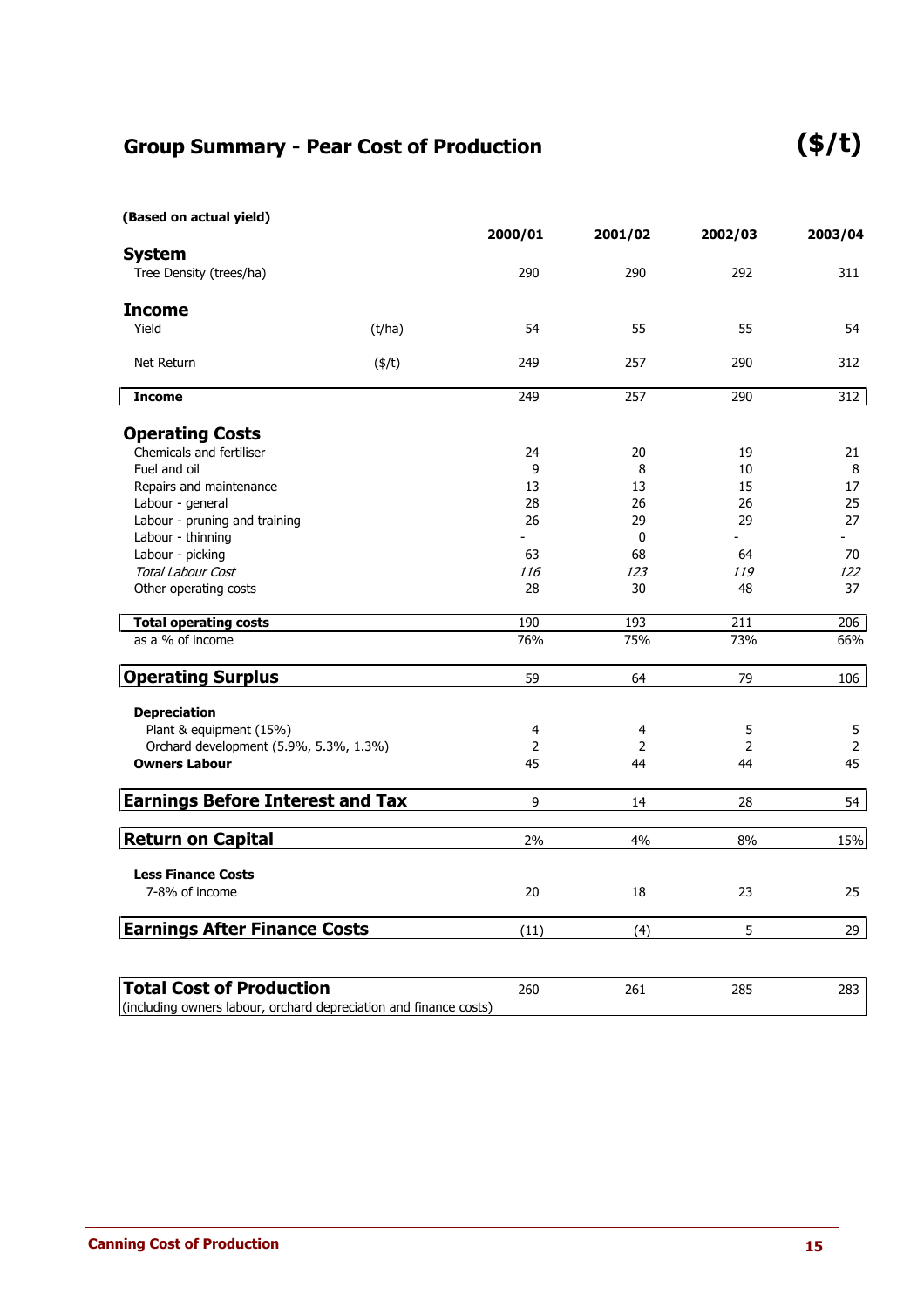## Group Summary - Pear Cost of Production ($/t)

**(Based on actual yield)**

| | | 2000/01 | 2001/02 | 2002/03 | 2003/04 |
|---|---|---|---|---|---|
| **System** | | | | | |
| Tree Density (trees/ha) | | 290 | 290 | 292 | 311 |
| **Income** | | | | | |
| Yield | (t/ha) | 54 | 55 | 55 | 54 |
| Net Return | ($/t) | 249 | 257 | 290 | 312 |
| **Income** | | 249 | 257 | 290 | 312 |
| **Operating Costs** | | | | | |
| Chemicals and fertiliser | | 24 | 20 | 19 | 21 |
| Fuel and oil | | 9 | 8 | 10 | 8 |
| Repairs and maintenance | | 13 | 13 | 15 | 17 |
| Labour - general | | 28 | 26 | 26 | 25 |
| Labour - pruning and training | | 26 | 29 | 29 | 27 |
| Labour - thinning | | - | 0 | - | - |
| Labour - picking | | 63 | 68 | 64 | 70 |
| *Total Labour Cost* | | *116* | *123* | *119* | *122* |
| Other operating costs | | 28 | 30 | 48 | 37 |
| **Total operating costs** | | 190 | 193 | 211 | 206 |
| as a % of income | | 76% | 75% | 73% | 66% |
| **Operating Surplus** | | 59 | 64 | 79 | 106 |
| **Depreciation** | | | | | |
| Plant & equipment (15%) | | 4 | 4 | 5 | 5 |
| Orchard development (5.9%, 5.3%, 1.3%) | | 2 | 2 | 2 | 2 |
| **Owners Labour** | | 45 | 44 | 44 | 45 |
| **Earnings Before Interest and Tax** | | 9 | 14 | 28 | 54 |
| **Return on Capital** | | 2% | 4% | 8% | 15% |
| **Less Finance Costs** | | | | | |
| 7-8% of income | | 20 | 18 | 23 | 25 |
| **Earnings After Finance Costs** | | (11) | (4) | 5 | 29 |
| **Total Cost of Production** (including owners labour, orchard depreciation and finance costs) | | 260 | 261 | 285 | 283 |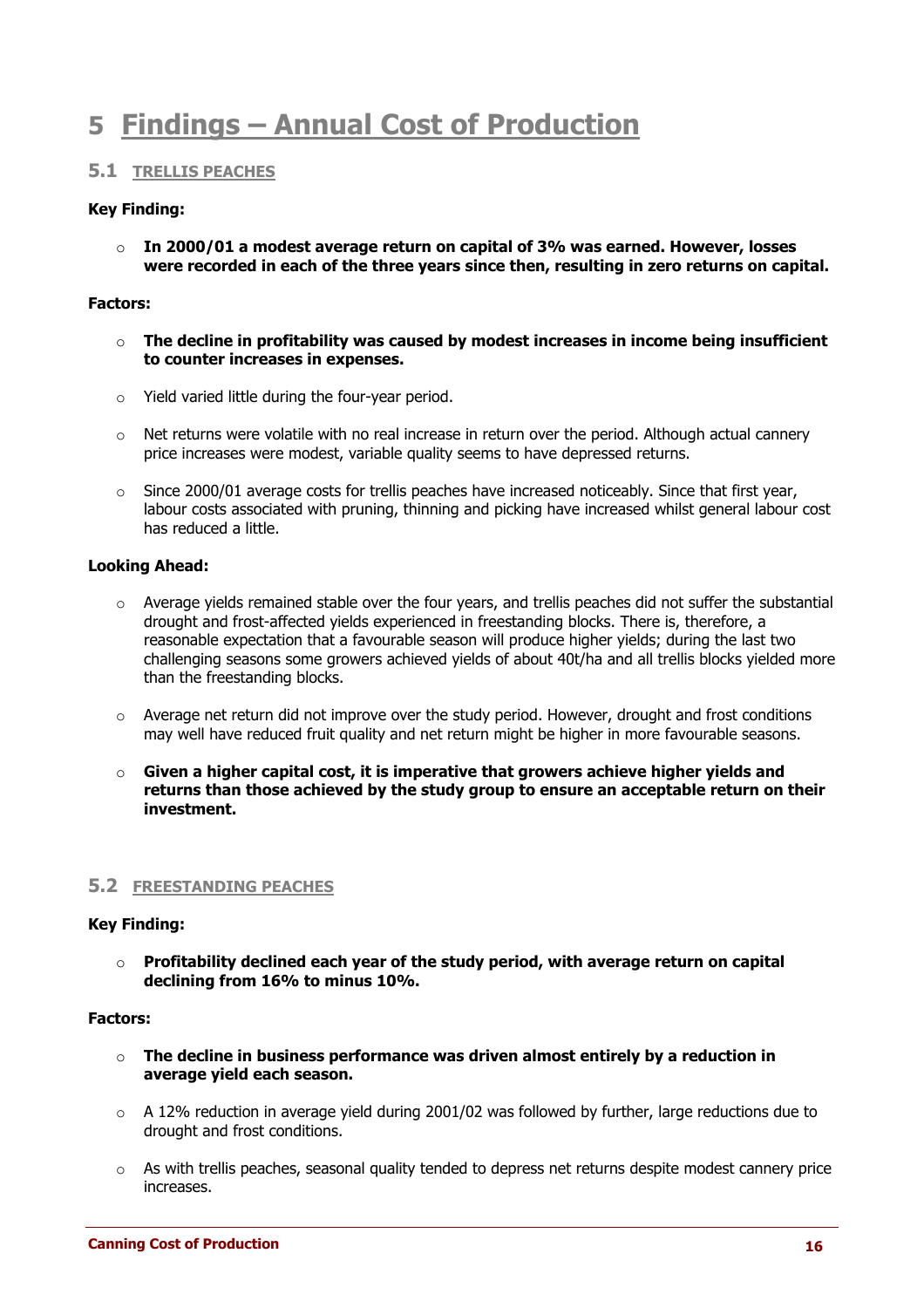# 5 Findings – Annual Cost of Production

## 5.1 TRELLIS PEACHES

**Key Finding:**

- **In 2000/01 a modest average return on capital of 3% was earned. However, losses were recorded in each of the three years since then, resulting in zero returns on capital.**

**Factors:**

- **The decline in profitability was caused by modest increases in income being insufficient to counter increases in expenses.**
- Yield varied little during the four-year period.
- Net returns were volatile with no real increase in return over the period. Although actual cannery price increases were modest, variable quality seems to have depressed returns.
- Since 2000/01 average costs for trellis peaches have increased noticeably. Since that first year, labour costs associated with pruning, thinning and picking have increased whilst general labour cost has reduced a little.

**Looking Ahead:**

- Average yields remained stable over the four years, and trellis peaches did not suffer the substantial drought and frost-affected yields experienced in freestanding blocks. There is, therefore, a reasonable expectation that a favourable season will produce higher yields; during the last two challenging seasons some growers achieved yields of about 40t/ha and all trellis blocks yielded more than the freestanding blocks.
- Average net return did not improve over the study period. However, drought and frost conditions may well have reduced fruit quality and net return might be higher in more favourable seasons.
- **Given a higher capital cost, it is imperative that growers achieve higher yields and returns than those achieved by the study group to ensure an acceptable return on their investment.**

## 5.2 FREESTANDING PEACHES

**Key Finding:**

- **Profitability declined each year of the study period, with average return on capital declining from 16% to minus 10%.**

**Factors:**

- **The decline in business performance was driven almost entirely by a reduction in average yield each season.**
- A 12% reduction in average yield during 2001/02 was followed by further, large reductions due to drought and frost conditions.
- As with trellis peaches, seasonal quality tended to depress net returns despite modest cannery price increases.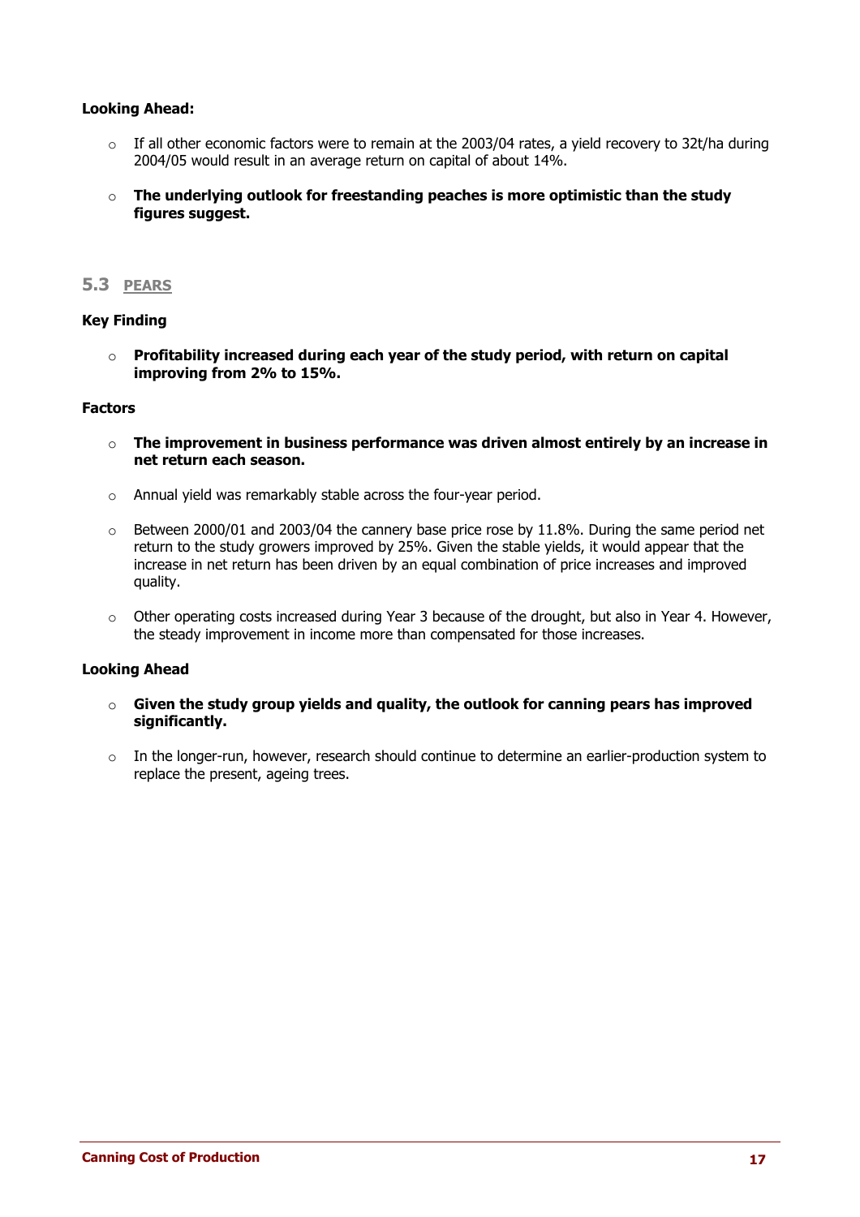**Looking Ahead:**

- If all other economic factors were to remain at the 2003/04 rates, a yield recovery to 32t/ha during 2004/05 would result in an average return on capital of about 14%.

- **The underlying outlook for freestanding peaches is more optimistic than the study figures suggest.**

## 5.3 PEARS

**Key Finding**

- **Profitability increased during each year of the study period, with return on capital improving from 2% to 15%.**

**Factors**

- **The improvement in business performance was driven almost entirely by an increase in net return each season.**

- Annual yield was remarkably stable across the four-year period.

- Between 2000/01 and 2003/04 the cannery base price rose by 11.8%. During the same period net return to the study growers improved by 25%. Given the stable yields, it would appear that the increase in net return has been driven by an equal combination of price increases and improved quality.

- Other operating costs increased during Year 3 because of the drought, but also in Year 4. However, the steady improvement in income more than compensated for those increases.

**Looking Ahead**

- **Given the study group yields and quality, the outlook for canning pears has improved significantly.**

- In the longer-run, however, research should continue to determine an earlier-production system to replace the present, ageing trees.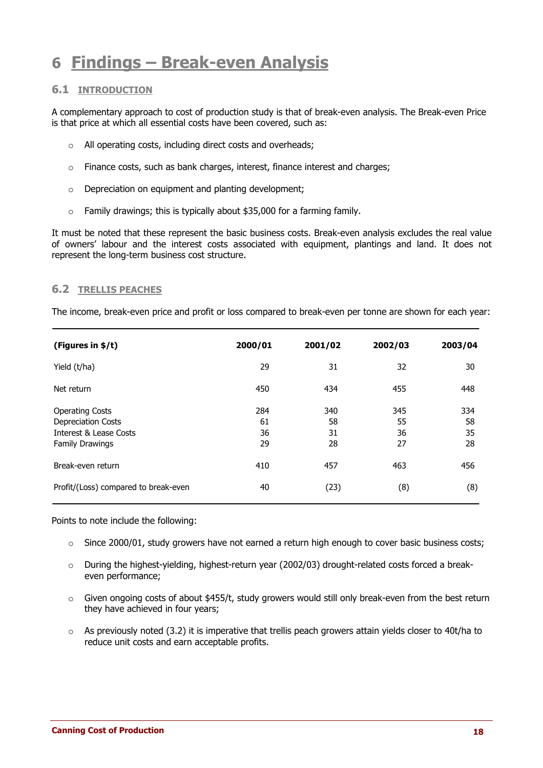# 6 Findings – Break-even Analysis

## 6.1 INTRODUCTION

A complementary approach to cost of production study is that of break-even analysis. The Break-even Price is that price at which all essential costs have been covered, such as:

- All operating costs, including direct costs and overheads;
- Finance costs, such as bank charges, interest, finance interest and charges;
- Depreciation on equipment and planting development;
- Family drawings; this is typically about $35,000 for a farming family.

It must be noted that these represent the basic business costs. Break-even analysis excludes the real value of owners' labour and the interest costs associated with equipment, plantings and land. It does not represent the long-term business cost structure.

## 6.2 TRELLIS PEACHES

The income, break-even price and profit or loss compared to break-even per tonne are shown for each year:

| (Figures in $/t) | 2000/01 | 2001/02 | 2002/03 | 2003/04 |
|---|---|---|---|---|
| Yield (t/ha) | 29 | 31 | 32 | 30 |
| Net return | 450 | 434 | 455 | 448 |
| Operating Costs | 284 | 340 | 345 | 334 |
| Depreciation Costs | 61 | 58 | 55 | 58 |
| Interest & Lease Costs | 36 | 31 | 36 | 35 |
| Family Drawings | 29 | 28 | 27 | 28 |
| Break-even return | 410 | 457 | 463 | 456 |
| Profit/(Loss) compared to break-even | 40 | (23) | (8) | (8) |

Points to note include the following:

- Since 2000/01, study growers have not earned a return high enough to cover basic business costs;
- During the highest-yielding, highest-return year (2002/03) drought-related costs forced a break-even performance;
- Given ongoing costs of about $455/t, study growers would still only break-even from the best return they have achieved in four years;
- As previously noted (3.2) it is imperative that trellis peach growers attain yields closer to 40t/ha to reduce unit costs and earn acceptable profits.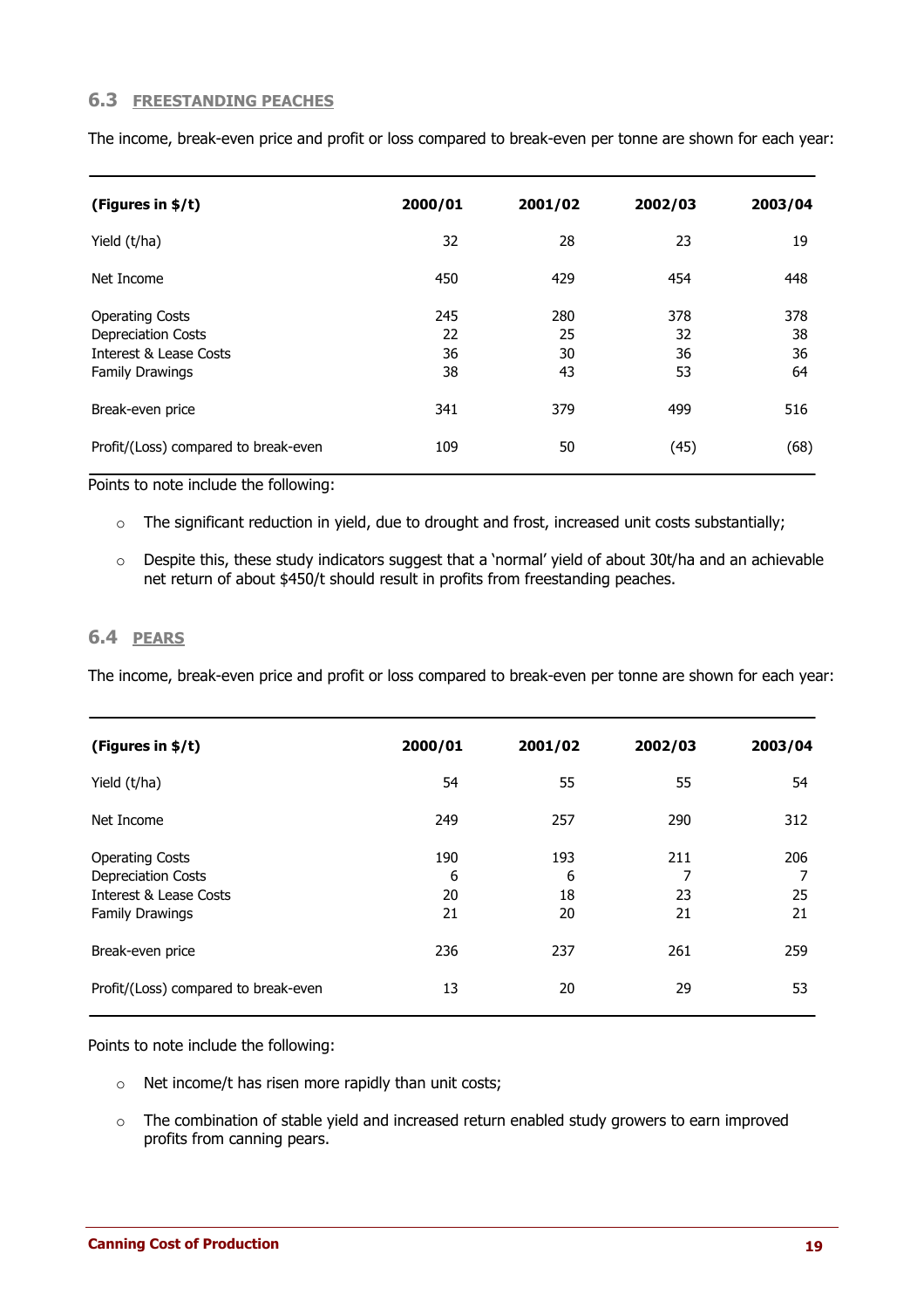## 6.3 FREESTANDING PEACHES

The income, break-even price and profit or loss compared to break-even per tonne are shown for each year:

| (Figures in $/t) | 2000/01 | 2001/02 | 2002/03 | 2003/04 |
|---|---|---|---|---|
| Yield (t/ha) | 32 | 28 | 23 | 19 |
| Net Income | 450 | 429 | 454 | 448 |
| Operating Costs | 245 | 280 | 378 | 378 |
| Depreciation Costs | 22 | 25 | 32 | 38 |
| Interest & Lease Costs | 36 | 30 | 36 | 36 |
| Family Drawings | 38 | 43 | 53 | 64 |
| Break-even price | 341 | 379 | 499 | 516 |
| Profit/(Loss) compared to break-even | 109 | 50 | (45) | (68) |

Points to note include the following:

- The significant reduction in yield, due to drought and frost, increased unit costs substantially;
- Despite this, these study indicators suggest that a 'normal' yield of about 30t/ha and an achievable net return of about $450/t should result in profits from freestanding peaches.

## 6.4 PEARS

The income, break-even price and profit or loss compared to break-even per tonne are shown for each year:

| (Figures in $/t) | 2000/01 | 2001/02 | 2002/03 | 2003/04 |
|---|---|---|---|---|
| Yield (t/ha) | 54 | 55 | 55 | 54 |
| Net Income | 249 | 257 | 290 | 312 |
| Operating Costs | 190 | 193 | 211 | 206 |
| Depreciation Costs | 6 | 6 | 7 | 7 |
| Interest & Lease Costs | 20 | 18 | 23 | 25 |
| Family Drawings | 21 | 20 | 21 | 21 |
| Break-even price | 236 | 237 | 261 | 259 |
| Profit/(Loss) compared to break-even | 13 | 20 | 29 | 53 |

Points to note include the following:

- Net income/t has risen more rapidly than unit costs;
- The combination of stable yield and increased return enabled study growers to earn improved profits from canning pears.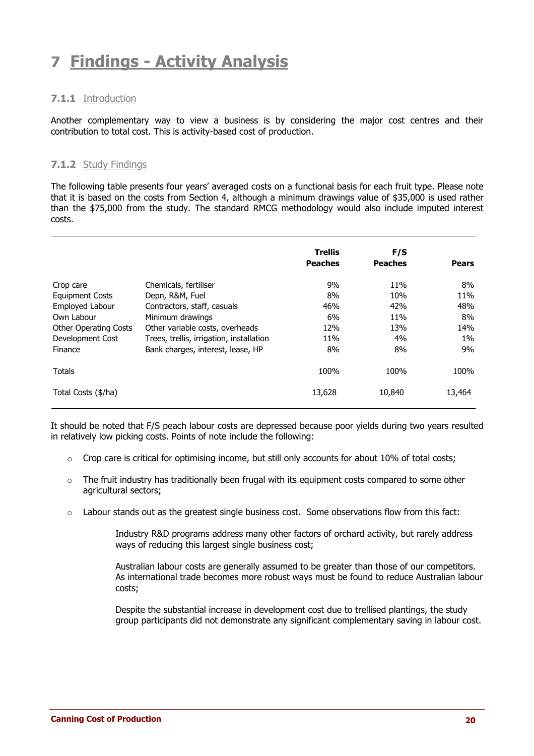# 7 Findings - Activity Analysis

### 7.1.1 Introduction

Another complementary way to view a business is by considering the major cost centres and their contribution to total cost. This is activity-based cost of production.

### 7.1.2 Study Findings

The following table presents four years' averaged costs on a functional basis for each fruit type. Please note that it is based on the costs from Section 4, although a minimum drawings value of $35,000 is used rather than the $75,000 from the study. The standard RMCG methodology would also include imputed interest costs.

| | | Trellis Peaches | F/S Peaches | Pears |
|---|---|---|---|---|
| Crop care | Chemicals, fertiliser | 9% | 11% | 8% |
| Equipment Costs | Depn, R&M, Fuel | 8% | 10% | 11% |
| Employed Labour | Contractors, staff, casuals | 46% | 42% | 48% |
| Own Labour | Minimum drawings | 6% | 11% | 8% |
| Other Operating Costs | Other variable costs, overheads | 12% | 13% | 14% |
| Development Cost | Trees, trellis, irrigation, installation | 11% | 4% | 1% |
| Finance | Bank charges, interest, lease, HP | 8% | 8% | 9% |
| Totals | | 100% | 100% | 100% |
| Total Costs ($/ha) | | 13,628 | 10,840 | 13,464 |

It should be noted that F/S peach labour costs are depressed because poor yields during two years resulted in relatively low picking costs. Points of note include the following:

- Crop care is critical for optimising income, but still only accounts for about 10% of total costs;
- The fruit industry has traditionally been frugal with its equipment costs compared to some other agricultural sectors;
- Labour stands out as the greatest single business cost. Some observations flow from this fact:

  Industry R&D programs address many other factors of orchard activity, but rarely address ways of reducing this largest single business cost;

  Australian labour costs are generally assumed to be greater than those of our competitors. As international trade becomes more robust ways must be found to reduce Australian labour costs;

  Despite the substantial increase in development cost due to trellised plantings, the study group participants did not demonstrate any significant complementary saving in labour cost.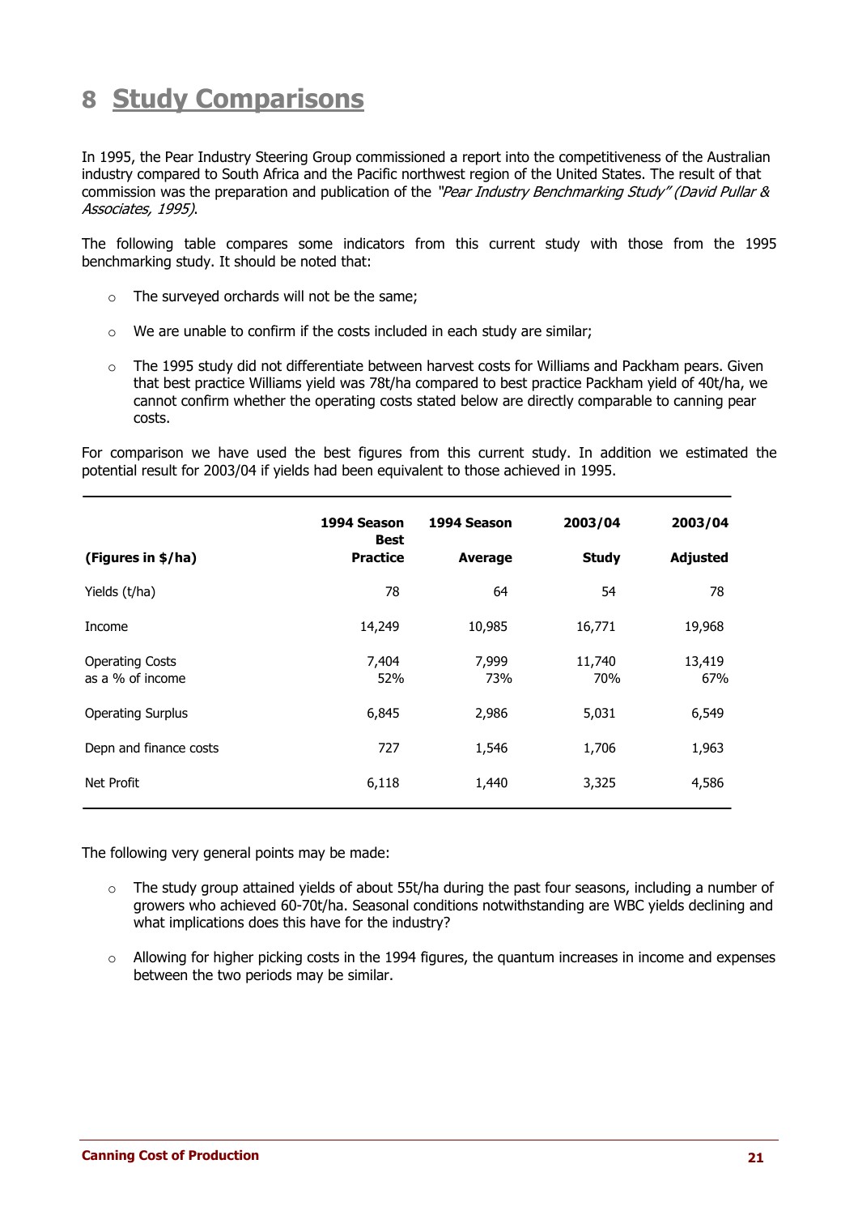# 8 Study Comparisons

In 1995, the Pear Industry Steering Group commissioned a report into the competitiveness of the Australian industry compared to South Africa and the Pacific northwest region of the United States. The result of that commission was the preparation and publication of the *"Pear Industry Benchmarking Study" (David Pullar & Associates, 1995)*.

The following table compares some indicators from this current study with those from the 1995 benchmarking study. It should be noted that:

- The surveyed orchards will not be the same;
- We are unable to confirm if the costs included in each study are similar;
- The 1995 study did not differentiate between harvest costs for Williams and Packham pears. Given that best practice Williams yield was 78t/ha compared to best practice Packham yield of 40t/ha, we cannot confirm whether the operating costs stated below are directly comparable to canning pear costs.

For comparison we have used the best figures from this current study. In addition we estimated the potential result for 2003/04 if yields had been equivalent to those achieved in 1995.

| (Figures in $/ha) | 1994 Season Best Practice | 1994 Season Average | 2003/04 Study | 2003/04 Adjusted |
|---|---|---|---|---|
| Yields (t/ha) | 78 | 64 | 54 | 78 |
| Income | 14,249 | 10,985 | 16,771 | 19,968 |
| Operating Costs<br>as a % of income | 7,404<br>52% | 7,999<br>73% | 11,740<br>70% | 13,419<br>67% |
| Operating Surplus | 6,845 | 2,986 | 5,031 | 6,549 |
| Depn and finance costs | 727 | 1,546 | 1,706 | 1,963 |
| Net Profit | 6,118 | 1,440 | 3,325 | 4,586 |

The following very general points may be made:

- The study group attained yields of about 55t/ha during the past four seasons, including a number of growers who achieved 60-70t/ha. Seasonal conditions notwithstanding are WBC yields declining and what implications does this have for the industry?
- Allowing for higher picking costs in the 1994 figures, the quantum increases in income and expenses between the two periods may be similar.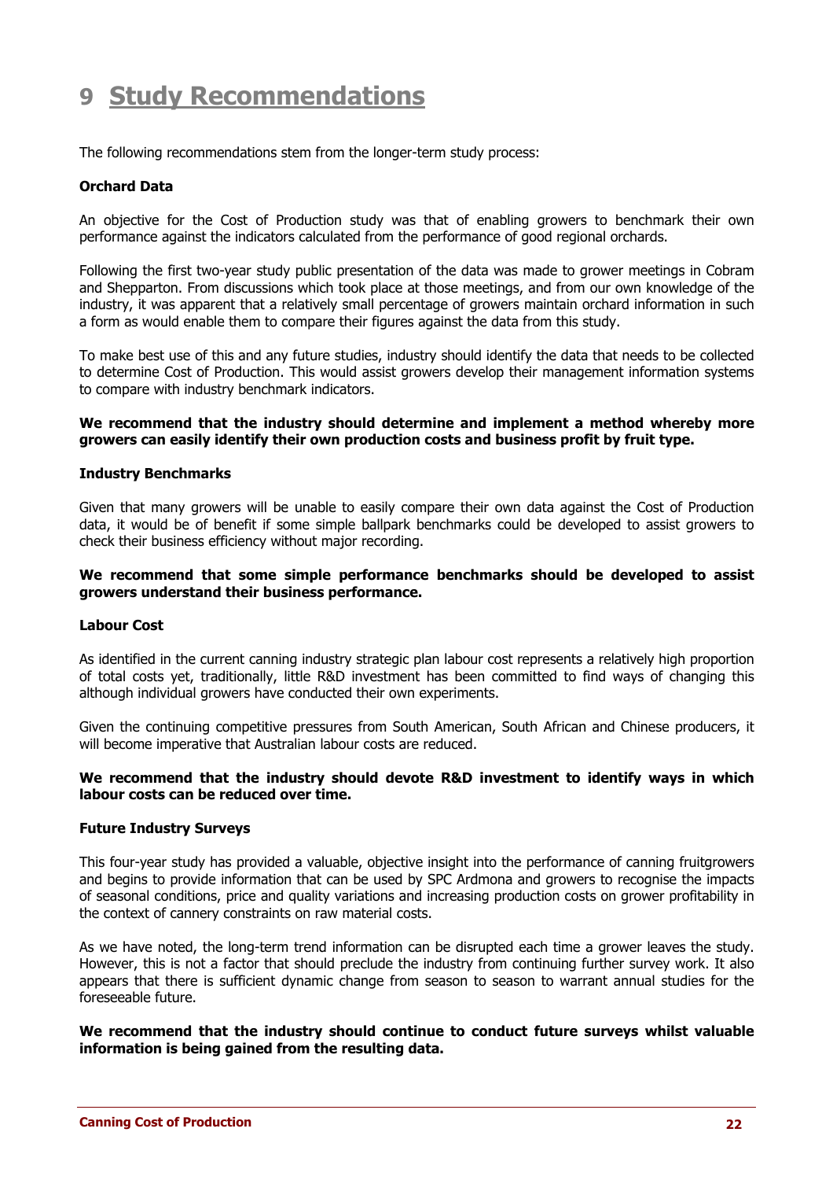# 9 Study Recommendations

The following recommendations stem from the longer-term study process:

**Orchard Data**

An objective for the Cost of Production study was that of enabling growers to benchmark their own performance against the indicators calculated from the performance of good regional orchards.

Following the first two-year study public presentation of the data was made to grower meetings in Cobram and Shepparton. From discussions which took place at those meetings, and from our own knowledge of the industry, it was apparent that a relatively small percentage of growers maintain orchard information in such a form as would enable them to compare their figures against the data from this study.

To make best use of this and any future studies, industry should identify the data that needs to be collected to determine Cost of Production. This would assist growers develop their management information systems to compare with industry benchmark indicators.

**We recommend that the industry should determine and implement a method whereby more growers can easily identify their own production costs and business profit by fruit type.**

**Industry Benchmarks**

Given that many growers will be unable to easily compare their own data against the Cost of Production data, it would be of benefit if some simple ballpark benchmarks could be developed to assist growers to check their business efficiency without major recording.

**We recommend that some simple performance benchmarks should be developed to assist growers understand their business performance.**

**Labour Cost**

As identified in the current canning industry strategic plan labour cost represents a relatively high proportion of total costs yet, traditionally, little R&D investment has been committed to find ways of changing this although individual growers have conducted their own experiments.

Given the continuing competitive pressures from South American, South African and Chinese producers, it will become imperative that Australian labour costs are reduced.

**We recommend that the industry should devote R&D investment to identify ways in which labour costs can be reduced over time.**

**Future Industry Surveys**

This four-year study has provided a valuable, objective insight into the performance of canning fruitgrowers and begins to provide information that can be used by SPC Ardmona and growers to recognise the impacts of seasonal conditions, price and quality variations and increasing production costs on grower profitability in the context of cannery constraints on raw material costs.

As we have noted, the long-term trend information can be disrupted each time a grower leaves the study. However, this is not a factor that should preclude the industry from continuing further survey work. It also appears that there is sufficient dynamic change from season to season to warrant annual studies for the foreseeable future.

**We recommend that the industry should continue to conduct future surveys whilst valuable information is being gained from the resulting data.**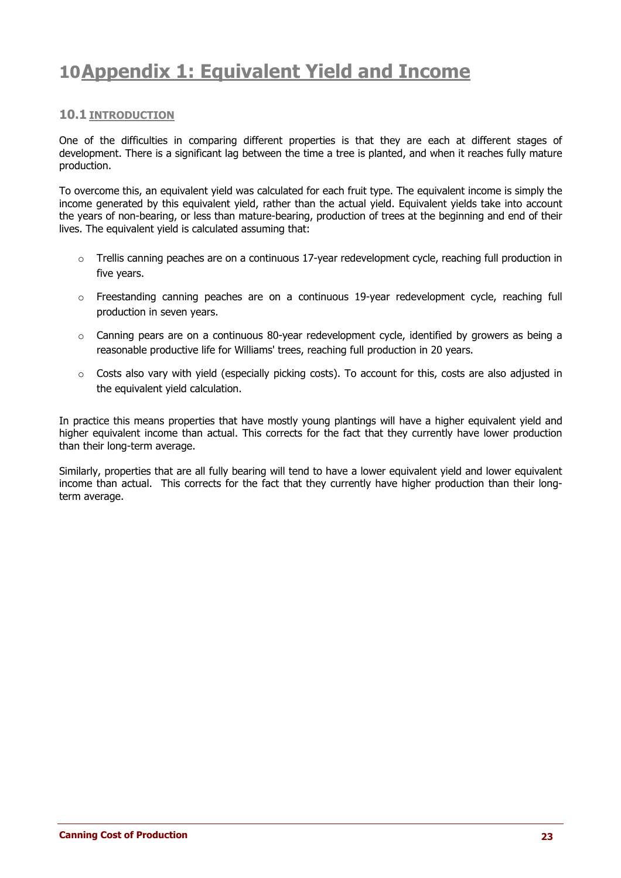# 10 Appendix 1: Equivalent Yield and Income

## 10.1 INTRODUCTION

One of the difficulties in comparing different properties is that they are each at different stages of development. There is a significant lag between the time a tree is planted, and when it reaches fully mature production.

To overcome this, an equivalent yield was calculated for each fruit type. The equivalent income is simply the income generated by this equivalent yield, rather than the actual yield. Equivalent yields take into account the years of non-bearing, or less than mature-bearing, production of trees at the beginning and end of their lives. The equivalent yield is calculated assuming that:

- Trellis canning peaches are on a continuous 17-year redevelopment cycle, reaching full production in five years.
- Freestanding canning peaches are on a continuous 19-year redevelopment cycle, reaching full production in seven years.
- Canning pears are on a continuous 80-year redevelopment cycle, identified by growers as being a reasonable productive life for Williams' trees, reaching full production in 20 years.
- Costs also vary with yield (especially picking costs). To account for this, costs are also adjusted in the equivalent yield calculation.

In practice this means properties that have mostly young plantings will have a higher equivalent yield and higher equivalent income than actual. This corrects for the fact that they currently have lower production than their long-term average.

Similarly, properties that are all fully bearing will tend to have a lower equivalent yield and lower equivalent income than actual. This corrects for the fact that they currently have higher production than their long-term average.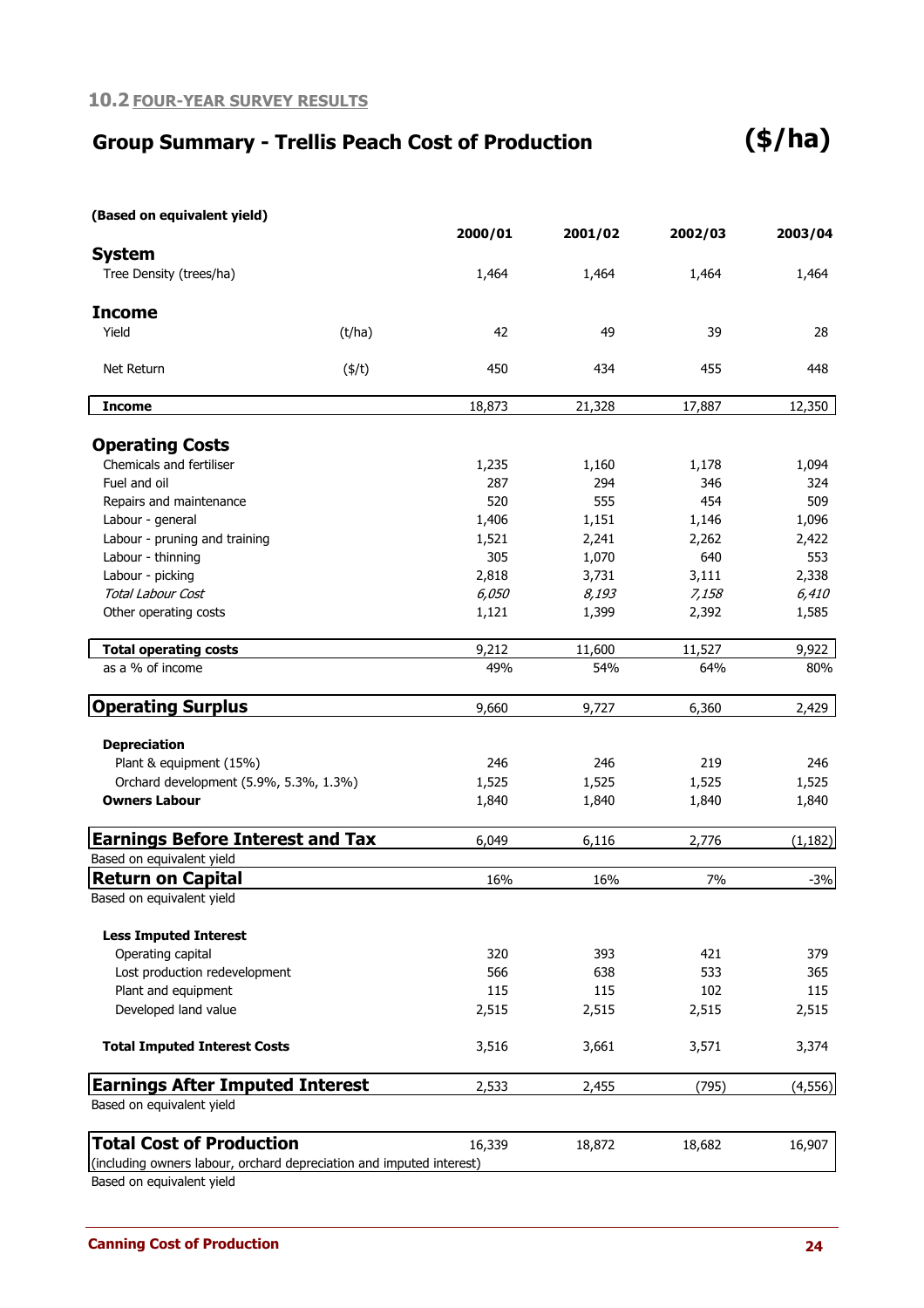## 10.2 FOUR-YEAR SURVEY RESULTS

### Group Summary - Trellis Peach Cost of Production ($/ha)

| (Based on equivalent yield) | | 2000/01 | 2001/02 | 2002/03 | 2003/04 |
|---|---|---|---|---|---|
| **System** | | | | | |
| Tree Density (trees/ha) | | 1,464 | 1,464 | 1,464 | 1,464 |
| **Income** | | | | | |
| Yield | (t/ha) | 42 | 49 | 39 | 28 |
| Net Return | ($/t) | 450 | 434 | 455 | 448 |
| **Income** | | 18,873 | 21,328 | 17,887 | 12,350 |
| **Operating Costs** | | | | | |
| Chemicals and fertiliser | | 1,235 | 1,160 | 1,178 | 1,094 |
| Fuel and oil | | 287 | 294 | 346 | 324 |
| Repairs and maintenance | | 520 | 555 | 454 | 509 |
| Labour - general | | 1,406 | 1,151 | 1,146 | 1,096 |
| Labour - pruning and training | | 1,521 | 2,241 | 2,262 | 2,422 |
| Labour - thinning | | 305 | 1,070 | 640 | 553 |
| Labour - picking | | 2,818 | 3,731 | 3,111 | 2,338 |
| *Total Labour Cost* | | *6,050* | *8,193* | *7,158* | *6,410* |
| Other operating costs | | 1,121 | 1,399 | 2,392 | 1,585 |
| **Total operating costs** | | 9,212 | 11,600 | 11,527 | 9,922 |
| as a % of income | | 49% | 54% | 64% | 80% |
| **Operating Surplus** | | 9,660 | 9,727 | 6,360 | 2,429 |
| **Depreciation** | | | | | |
| Plant & equipment (15%) | | 246 | 246 | 219 | 246 |
| Orchard development (5.9%, 5.3%, 1.3%) | | 1,525 | 1,525 | 1,525 | 1,525 |
| **Owners Labour** | | 1,840 | 1,840 | 1,840 | 1,840 |
| **Earnings Before Interest and Tax** (Based on equivalent yield) | | 6,049 | 6,116 | 2,776 | (1,182) |
| **Return on Capital** (Based on equivalent yield) | | 16% | 16% | 7% | -3% |
| **Less Imputed Interest** | | | | | |
| Operating capital | | 320 | 393 | 421 | 379 |
| Lost production redevelopment | | 566 | 638 | 533 | 365 |
| Plant and equipment | | 115 | 115 | 102 | 115 |
| Developed land value | | 2,515 | 2,515 | 2,515 | 2,515 |
| **Total Imputed Interest Costs** | | 3,516 | 3,661 | 3,571 | 3,374 |
| **Earnings After Imputed Interest** (Based on equivalent yield) | | 2,533 | 2,455 | (795) | (4,556) |
| **Total Cost of Production** (including owners labour, orchard depreciation and imputed interest) Based on equivalent yield | | 16,339 | 18,872 | 18,682 | 16,907 |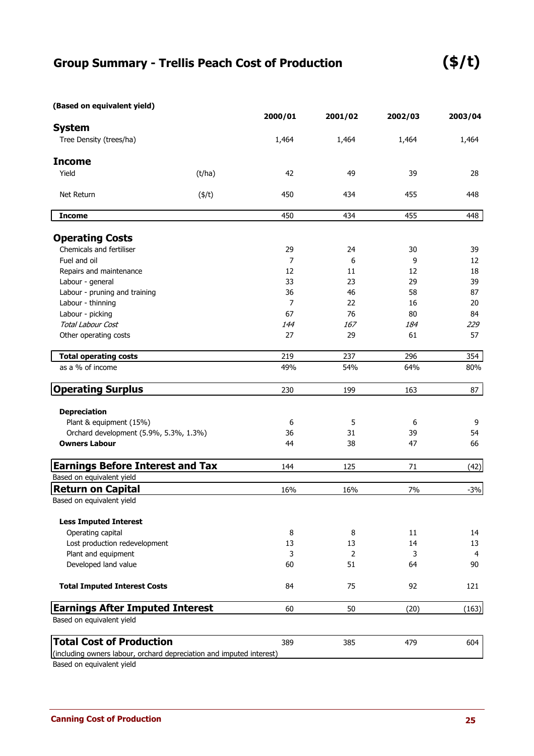# Group Summary - Trellis Peach Cost of Production ($/t)

**(Based on equivalent yield)**

| | | 2000/01 | 2001/02 | 2002/03 | 2003/04 |
|---|---|---|---|---|---|
| **System** | | | | | |
| Tree Density (trees/ha) | | 1,464 | 1,464 | 1,464 | 1,464 |
| **Income** | | | | | |
| Yield | (t/ha) | 42 | 49 | 39 | 28 |
| Net Return | ($/t) | 450 | 434 | 455 | 448 |
| **Income** | | 450 | 434 | 455 | 448 |
| **Operating Costs** | | | | | |
| Chemicals and fertiliser | | 29 | 24 | 30 | 39 |
| Fuel and oil | | 7 | 6 | 9 | 12 |
| Repairs and maintenance | | 12 | 11 | 12 | 18 |
| Labour - general | | 33 | 23 | 29 | 39 |
| Labour - pruning and training | | 36 | 46 | 58 | 87 |
| Labour - thinning | | 7 | 22 | 16 | 20 |
| Labour - picking | | 67 | 76 | 80 | 84 |
| *Total Labour Cost* | | *144* | *167* | *184* | *229* |
| Other operating costs | | 27 | 29 | 61 | 57 |
| **Total operating costs** | | 219 | 237 | 296 | 354 |
| as a % of income | | 49% | 54% | 64% | 80% |
| **Operating Surplus** | | 230 | 199 | 163 | 87 |
| **Depreciation** | | | | | |
| Plant & equipment (15%) | | 6 | 5 | 6 | 9 |
| Orchard development (5.9%, 5.3%, 1.3%) | | 36 | 31 | 39 | 54 |
| **Owners Labour** | | 44 | 38 | 47 | 66 |
| **Earnings Before Interest and Tax** (Based on equivalent yield) | | 144 | 125 | 71 | (42) |
| **Return on Capital** (Based on equivalent yield) | | 16% | 16% | 7% | -3% |
| **Less Imputed Interest** | | | | | |
| Operating capital | | 8 | 8 | 11 | 14 |
| Lost production redevelopment | | 13 | 13 | 14 | 13 |
| Plant and equipment | | 3 | 2 | 3 | 4 |
| Developed land value | | 60 | 51 | 64 | 90 |
| **Total Imputed Interest Costs** | | 84 | 75 | 92 | 121 |
| **Earnings After Imputed Interest** (Based on equivalent yield) | | 60 | 50 | (20) | (163) |
| **Total Cost of Production** (including owners labour, orchard depreciation and imputed interest) | | 389 | 385 | 479 | 604 |

Based on equivalent yield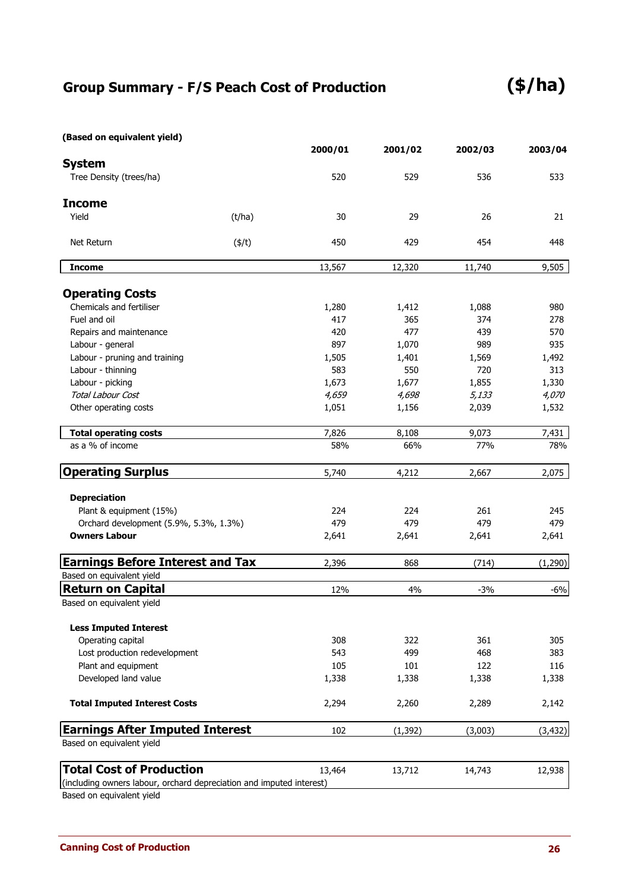# Group Summary - F/S Peach Cost of Production ($/ha)

**(Based on equivalent yield)**

| | | 2000/01 | 2001/02 | 2002/03 | 2003/04 |
|---|---|---|---|---|---|
| **System** | | | | | |
| Tree Density (trees/ha) | | 520 | 529 | 536 | 533 |
| **Income** | | | | | |
| Yield | (t/ha) | 30 | 29 | 26 | 21 |
| Net Return | ($/t) | 450 | 429 | 454 | 448 |
| **Income** | | 13,567 | 12,320 | 11,740 | 9,505 |
| **Operating Costs** | | | | | |
| Chemicals and fertiliser | | 1,280 | 1,412 | 1,088 | 980 |
| Fuel and oil | | 417 | 365 | 374 | 278 |
| Repairs and maintenance | | 420 | 477 | 439 | 570 |
| Labour - general | | 897 | 1,070 | 989 | 935 |
| Labour - pruning and training | | 1,505 | 1,401 | 1,569 | 1,492 |
| Labour - thinning | | 583 | 550 | 720 | 313 |
| Labour - picking | | 1,673 | 1,677 | 1,855 | 1,330 |
| *Total Labour Cost* | | *4,659* | *4,698* | *5,133* | *4,070* |
| Other operating costs | | 1,051 | 1,156 | 2,039 | 1,532 |
| **Total operating costs** | | 7,826 | 8,108 | 9,073 | 7,431 |
| as a % of income | | 58% | 66% | 77% | 78% |
| **Operating Surplus** | | 5,740 | 4,212 | 2,667 | 2,075 |
| **Depreciation** | | | | | |
| Plant & equipment (15%) | | 224 | 224 | 261 | 245 |
| Orchard development (5.9%, 5.3%, 1.3%) | | 479 | 479 | 479 | 479 |
| **Owners Labour** | | 2,641 | 2,641 | 2,641 | 2,641 |
| **Earnings Before Interest and Tax** (Based on equivalent yield) | | 2,396 | 868 | (714) | (1,290) |
| **Return on Capital** (Based on equivalent yield) | | 12% | 4% | -3% | -6% |
| **Less Imputed Interest** | | | | | |
| Operating capital | | 308 | 322 | 361 | 305 |
| Lost production redevelopment | | 543 | 499 | 468 | 383 |
| Plant and equipment | | 105 | 101 | 122 | 116 |
| Developed land value | | 1,338 | 1,338 | 1,338 | 1,338 |
| **Total Imputed Interest Costs** | | 2,294 | 2,260 | 2,289 | 2,142 |
| **Earnings After Imputed Interest** (Based on equivalent yield) | | 102 | (1,392) | (3,003) | (3,432) |
| **Total Cost of Production** (including owners labour, orchard depreciation and imputed interest) (Based on equivalent yield) | | 13,464 | 13,712 | 14,743 | 12,938 |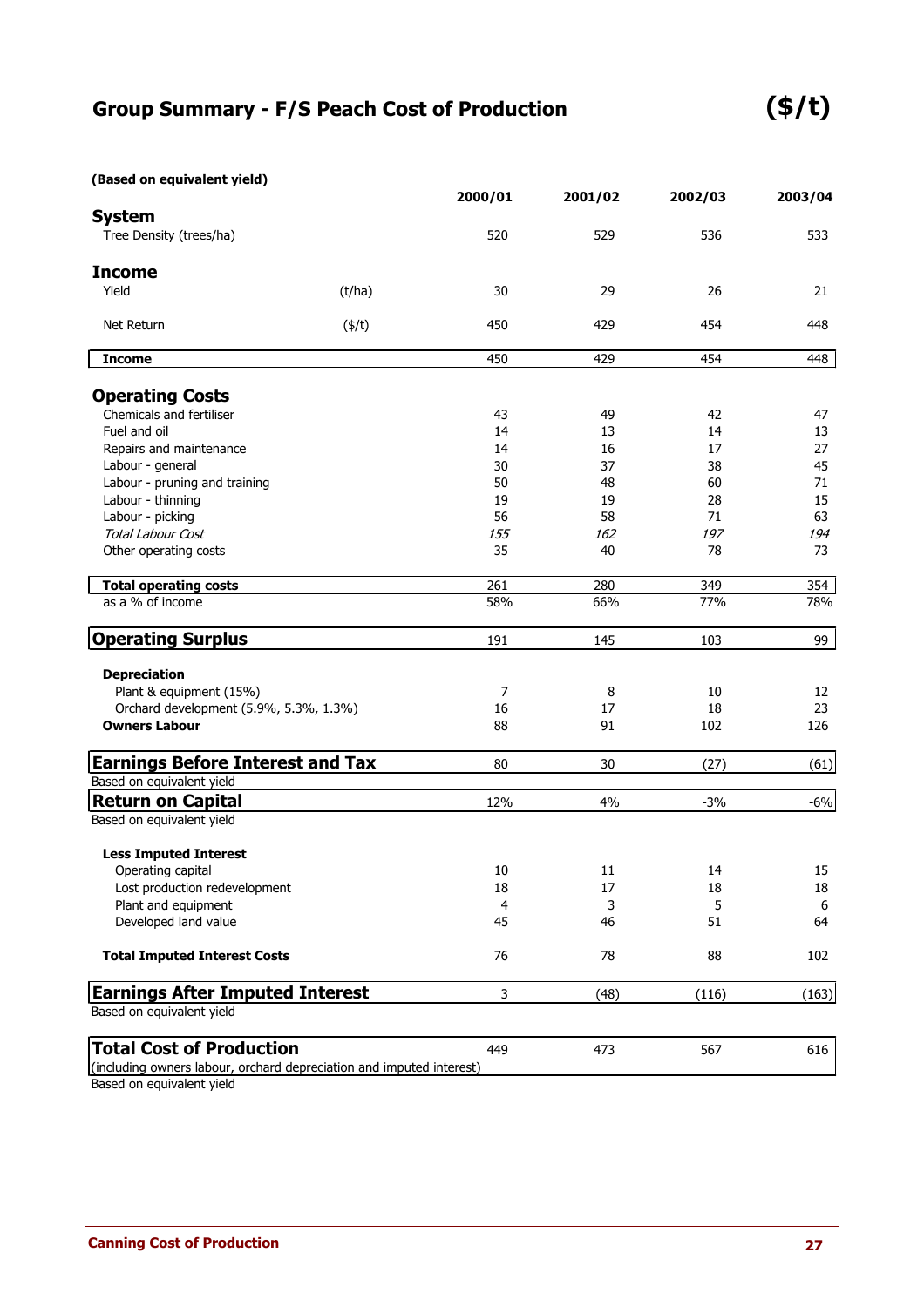## Group Summary - F/S Peach Cost of Production ($/t)

| (Based on equivalent yield) | | 2000/01 | 2001/02 | 2002/03 | 2003/04 |
|---|---|---|---|---|---|
| **System** | | | | | |
| Tree Density (trees/ha) | | 520 | 529 | 536 | 533 |
| **Income** | | | | | |
| Yield | (t/ha) | 30 | 29 | 26 | 21 |
| Net Return | ($/t) | 450 | 429 | 454 | 448 |
| **Income** | | 450 | 429 | 454 | 448 |
| **Operating Costs** | | | | | |
| Chemicals and fertiliser | | 43 | 49 | 42 | 47 |
| Fuel and oil | | 14 | 13 | 14 | 13 |
| Repairs and maintenance | | 14 | 16 | 17 | 27 |
| Labour - general | | 30 | 37 | 38 | 45 |
| Labour - pruning and training | | 50 | 48 | 60 | 71 |
| Labour - thinning | | 19 | 19 | 28 | 15 |
| Labour - picking | | 56 | 58 | 71 | 63 |
| *Total Labour Cost* | | *155* | *162* | *197* | *194* |
| Other operating costs | | 35 | 40 | 78 | 73 |
| **Total operating costs** | | 261 | 280 | 349 | 354 |
| as a % of income | | 58% | 66% | 77% | 78% |
| **Operating Surplus** | | 191 | 145 | 103 | 99 |
| **Depreciation** | | | | | |
| Plant & equipment (15%) | | 7 | 8 | 10 | 12 |
| Orchard development (5.9%, 5.3%, 1.3%) | | 16 | 17 | 18 | 23 |
| **Owners Labour** | | 88 | 91 | 102 | 126 |
| **Earnings Before Interest and Tax** (Based on equivalent yield) | | 80 | 30 | (27) | (61) |
| **Return on Capital** (Based on equivalent yield) | | 12% | 4% | -3% | -6% |
| **Less Imputed Interest** | | | | | |
| Operating capital | | 10 | 11 | 14 | 15 |
| Lost production redevelopment | | 18 | 17 | 18 | 18 |
| Plant and equipment | | 4 | 3 | 5 | 6 |
| Developed land value | | 45 | 46 | 51 | 64 |
| **Total Imputed Interest Costs** | | 76 | 78 | 88 | 102 |
| **Earnings After Imputed Interest** (Based on equivalent yield) | | 3 | (48) | (116) | (163) |
| **Total Cost of Production** (including owners labour, orchard depreciation and imputed interest) (Based on equivalent yield) | | 449 | 473 | 567 | 616 |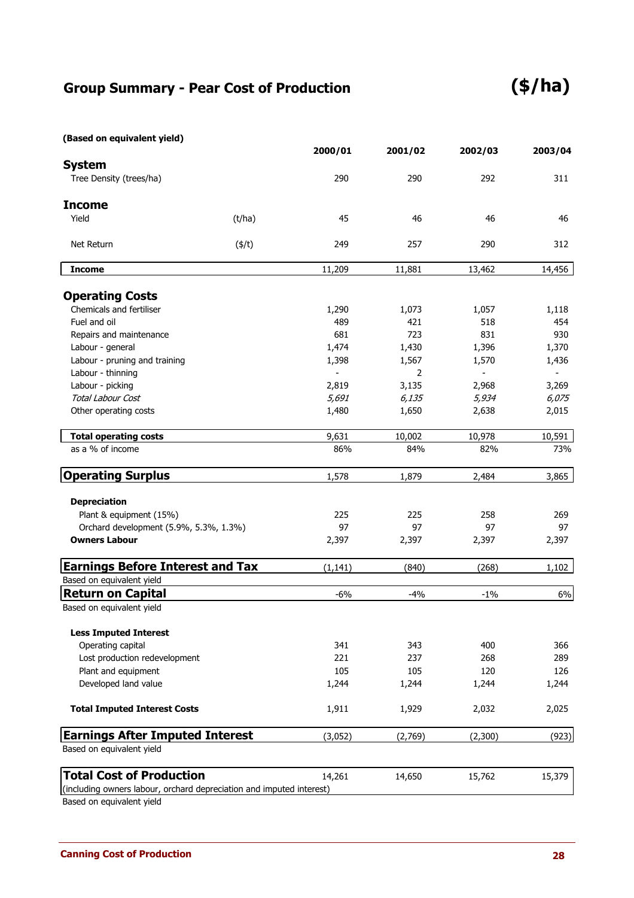## Group Summary - Pear Cost of Production

**($/ha)**

| (Based on equivalent yield) | | 2000/01 | 2001/02 | 2002/03 | 2003/04 |
|---|---|---|---|---|---|
| **System** | | | | | |
| Tree Density (trees/ha) | | 290 | 290 | 292 | 311 |
| **Income** | | | | | |
| Yield | (t/ha) | 45 | 46 | 46 | 46 |
| Net Return | ($/t) | 249 | 257 | 290 | 312 |
| **Income** | | 11,209 | 11,881 | 13,462 | 14,456 |
| **Operating Costs** | | | | | |
| Chemicals and fertiliser | | 1,290 | 1,073 | 1,057 | 1,118 |
| Fuel and oil | | 489 | 421 | 518 | 454 |
| Repairs and maintenance | | 681 | 723 | 831 | 930 |
| Labour - general | | 1,474 | 1,430 | 1,396 | 1,370 |
| Labour - pruning and training | | 1,398 | 1,567 | 1,570 | 1,436 |
| Labour - thinning | | - | 2 | - | - |
| Labour - picking | | 2,819 | 3,135 | 2,968 | 3,269 |
| *Total Labour Cost* | | *5,691* | *6,135* | *5,934* | *6,075* |
| Other operating costs | | 1,480 | 1,650 | 2,638 | 2,015 |
| **Total operating costs** | | 9,631 | 10,002 | 10,978 | 10,591 |
| as a % of income | | 86% | 84% | 82% | 73% |
| **Operating Surplus** | | 1,578 | 1,879 | 2,484 | 3,865 |
| **Depreciation** | | | | | |
| Plant & equipment (15%) | | 225 | 225 | 258 | 269 |
| Orchard development (5.9%, 5.3%, 1.3%) | | 97 | 97 | 97 | 97 |
| **Owners Labour** | | 2,397 | 2,397 | 2,397 | 2,397 |
| **Earnings Before Interest and Tax** | | (1,141) | (840) | (268) | 1,102 |
| Based on equivalent yield | | | | | |
| **Return on Capital** | | -6% | -4% | -1% | 6% |
| Based on equivalent yield | | | | | |
| **Less Imputed Interest** | | | | | |
| Operating capital | | 341 | 343 | 400 | 366 |
| Lost production redevelopment | | 221 | 237 | 268 | 289 |
| Plant and equipment | | 105 | 105 | 120 | 126 |
| Developed land value | | 1,244 | 1,244 | 1,244 | 1,244 |
| **Total Imputed Interest Costs** | | 1,911 | 1,929 | 2,032 | 2,025 |
| **Earnings After Imputed Interest** | | (3,052) | (2,769) | (2,300) | (923) |
| Based on equivalent yield | | | | | |
| **Total Cost of Production** | | 14,261 | 14,650 | 15,762 | 15,379 |
| (including owners labour, orchard depreciation and imputed interest) | | | | | |
| Based on equivalent yield | | | | | |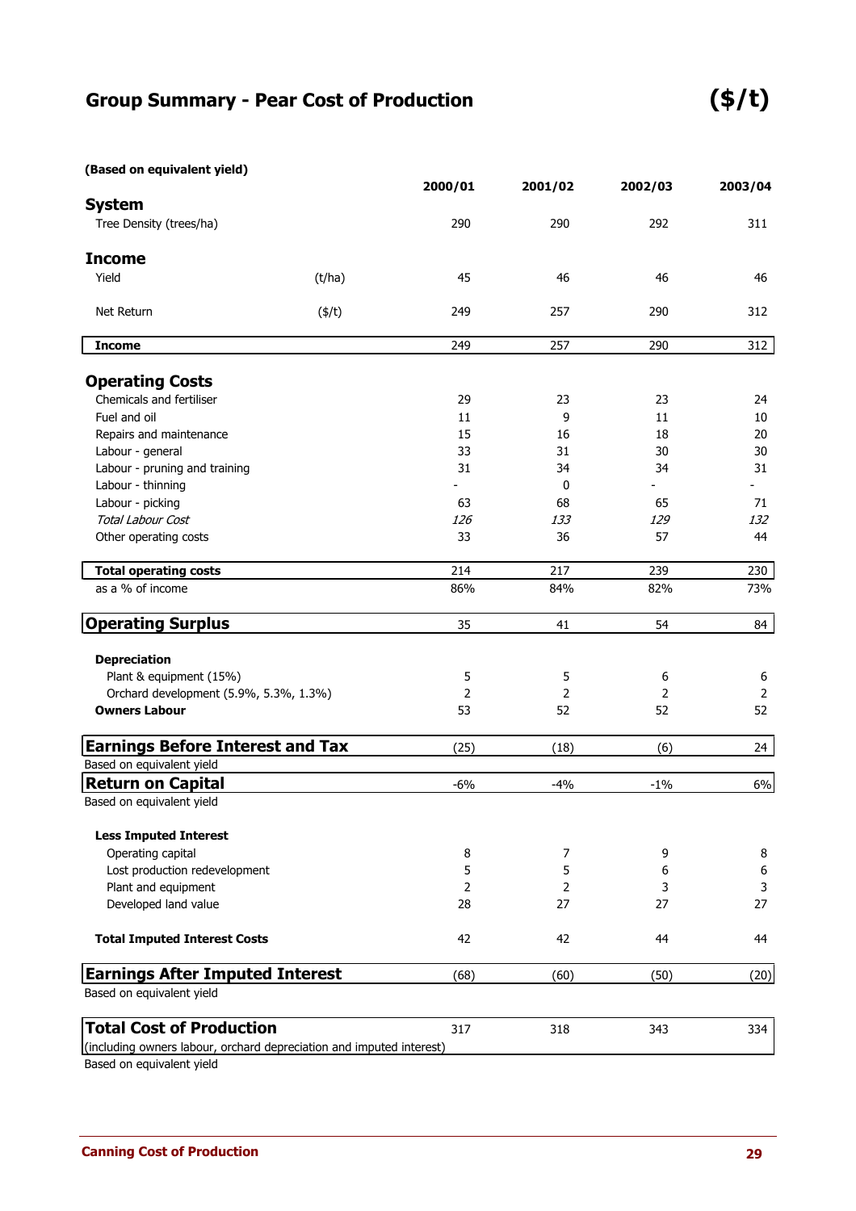# Group Summary - Pear Cost of Production ($/t)

| (Based on equivalent yield) | | 2000/01 | 2001/02 | 2002/03 | 2003/04 |
|---|---|---|---|---|---|
| **System** | | | | | |
| Tree Density (trees/ha) | | 290 | 290 | 292 | 311 |
| **Income** | | | | | |
| Yield | (t/ha) | 45 | 46 | 46 | 46 |
| Net Return | ($/t) | 249 | 257 | 290 | 312 |
| **Income** | | 249 | 257 | 290 | 312 |
| **Operating Costs** | | | | | |
| Chemicals and fertiliser | | 29 | 23 | 23 | 24 |
| Fuel and oil | | 11 | 9 | 11 | 10 |
| Repairs and maintenance | | 15 | 16 | 18 | 20 |
| Labour - general | | 33 | 31 | 30 | 30 |
| Labour - pruning and training | | 31 | 34 | 34 | 31 |
| Labour - thinning | | - | 0 | - | - |
| Labour - picking | | 63 | 68 | 65 | 71 |
| *Total Labour Cost* | | *126* | *133* | *129* | *132* |
| Other operating costs | | 33 | 36 | 57 | 44 |
| **Total operating costs** | | 214 | 217 | 239 | 230 |
| as a % of income | | 86% | 84% | 82% | 73% |
| **Operating Surplus** | | 35 | 41 | 54 | 84 |
| **Depreciation** | | | | | |
| Plant & equipment (15%) | | 5 | 5 | 6 | 6 |
| Orchard development (5.9%, 5.3%, 1.3%) | | 2 | 2 | 2 | 2 |
| **Owners Labour** | | 53 | 52 | 52 | 52 |
| **Earnings Before Interest and Tax** (Based on equivalent yield) | | (25) | (18) | (6) | 24 |
| **Return on Capital** (Based on equivalent yield) | | -6% | -4% | -1% | 6% |
| **Less Imputed Interest** | | | | | |
| Operating capital | | 8 | 7 | 9 | 8 |
| Lost production redevelopment | | 5 | 5 | 6 | 6 |
| Plant and equipment | | 2 | 2 | 3 | 3 |
| Developed land value | | 28 | 27 | 27 | 27 |
| **Total Imputed Interest Costs** | | 42 | 42 | 44 | 44 |
| **Earnings After Imputed Interest** (Based on equivalent yield) | | (68) | (60) | (50) | (20) |
| **Total Cost of Production** (including owners labour, orchard depreciation and imputed interest) | | 317 | 318 | 343 | 334 |

Based on equivalent yield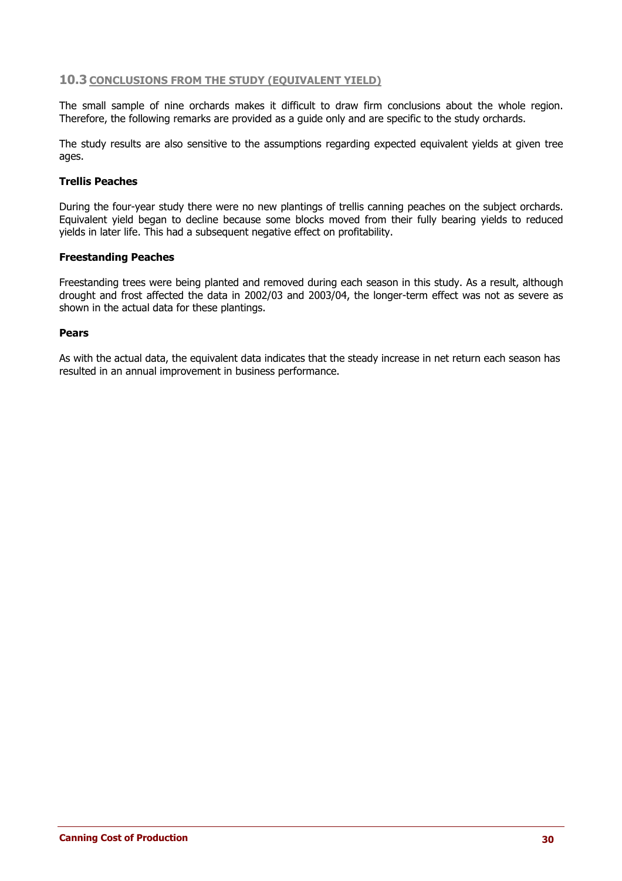## 10.3 CONCLUSIONS FROM THE STUDY (EQUIVALENT YIELD)

The small sample of nine orchards makes it difficult to draw firm conclusions about the whole region. Therefore, the following remarks are provided as a guide only and are specific to the study orchards.

The study results are also sensitive to the assumptions regarding expected equivalent yields at given tree ages.

**Trellis Peaches**

During the four-year study there were no new plantings of trellis canning peaches on the subject orchards. Equivalent yield began to decline because some blocks moved from their fully bearing yields to reduced yields in later life. This had a subsequent negative effect on profitability.

**Freestanding Peaches**

Freestanding trees were being planted and removed during each season in this study. As a result, although drought and frost affected the data in 2002/03 and 2003/04, the longer-term effect was not as severe as shown in the actual data for these plantings.

**Pears**

As with the actual data, the equivalent data indicates that the steady increase in net return each season has resulted in an annual improvement in business performance.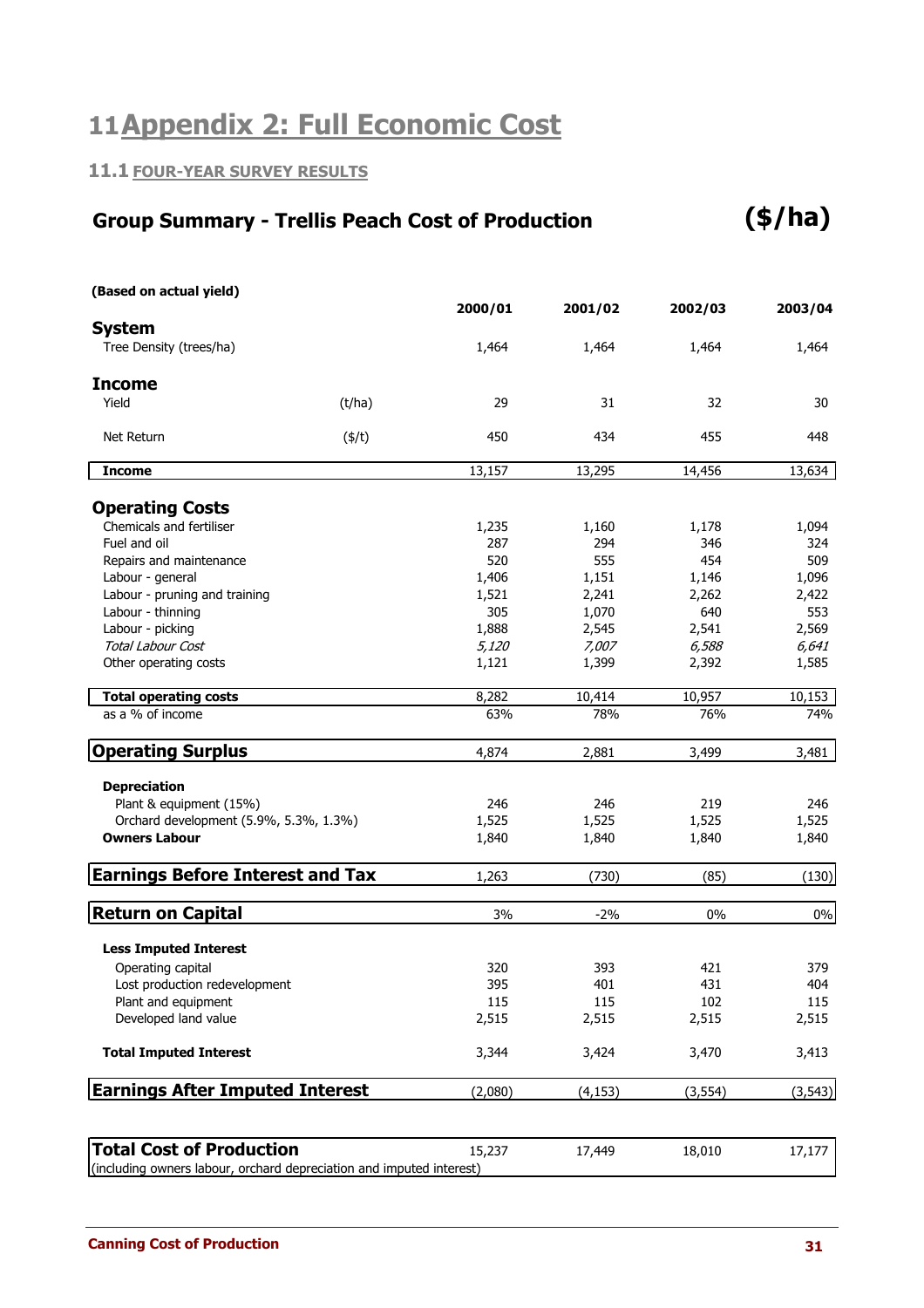# 11 Appendix 2: Full Economic Cost

## 11.1 FOUR-YEAR SURVEY RESULTS

### Group Summary - Trellis Peach Cost of Production ($/ha)

**(Based on actual yield)**

| | | 2000/01 | 2001/02 | 2002/03 | 2003/04 |
|---|---|---|---|---|---|
| **System** | | | | | |
| Tree Density (trees/ha) | | 1,464 | 1,464 | 1,464 | 1,464 |
| **Income** | | | | | |
| Yield | (t/ha) | 29 | 31 | 32 | 30 |
| Net Return | ($/t) | 450 | 434 | 455 | 448 |
| **Income** | | 13,157 | 13,295 | 14,456 | 13,634 |
| **Operating Costs** | | | | | |
| Chemicals and fertiliser | | 1,235 | 1,160 | 1,178 | 1,094 |
| Fuel and oil | | 287 | 294 | 346 | 324 |
| Repairs and maintenance | | 520 | 555 | 454 | 509 |
| Labour - general | | 1,406 | 1,151 | 1,146 | 1,096 |
| Labour - pruning and training | | 1,521 | 2,241 | 2,262 | 2,422 |
| Labour - thinning | | 305 | 1,070 | 640 | 553 |
| Labour - picking | | 1,888 | 2,545 | 2,541 | 2,569 |
| *Total Labour Cost* | | *5,120* | *7,007* | *6,588* | *6,641* |
| Other operating costs | | 1,121 | 1,399 | 2,392 | 1,585 |
| **Total operating costs** | | 8,282 | 10,414 | 10,957 | 10,153 |
| as a % of income | | 63% | 78% | 76% | 74% |
| **Operating Surplus** | | 4,874 | 2,881 | 3,499 | 3,481 |
| **Depreciation** | | | | | |
| Plant & equipment (15%) | | 246 | 246 | 219 | 246 |
| Orchard development (5.9%, 5.3%, 1.3%) | | 1,525 | 1,525 | 1,525 | 1,525 |
| **Owners Labour** | | 1,840 | 1,840 | 1,840 | 1,840 |
| **Earnings Before Interest and Tax** | | 1,263 | (730) | (85) | (130) |
| **Return on Capital** | | 3% | -2% | 0% | 0% |
| **Less Imputed Interest** | | | | | |
| Operating capital | | 320 | 393 | 421 | 379 |
| Lost production redevelopment | | 395 | 401 | 431 | 404 |
| Plant and equipment | | 115 | 115 | 102 | 115 |
| Developed land value | | 2,515 | 2,515 | 2,515 | 2,515 |
| **Total Imputed Interest** | | 3,344 | 3,424 | 3,470 | 3,413 |
| **Earnings After Imputed Interest** | | (2,080) | (4,153) | (3,554) | (3,543) |
| **Total Cost of Production** (including owners labour, orchard depreciation and imputed interest) | | 15,237 | 17,449 | 18,010 | 17,177 |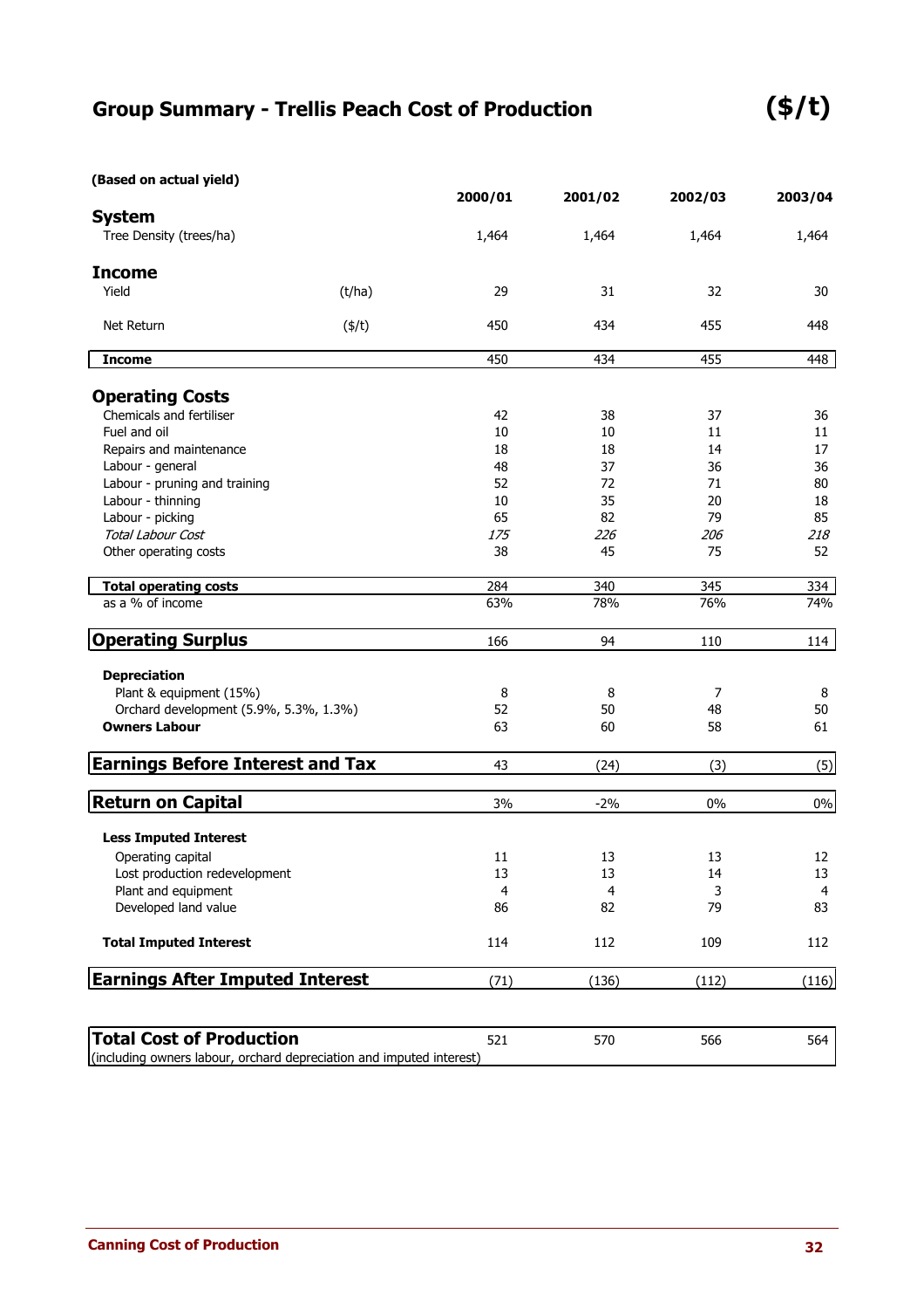# Group Summary - Trellis Peach Cost of Production ($/t)

**(Based on actual yield)**

| | | 2000/01 | 2001/02 | 2002/03 | 2003/04 |
|---|---|---|---|---|---|
| **System** | | | | | |
| Tree Density (trees/ha) | | 1,464 | 1,464 | 1,464 | 1,464 |
| **Income** | | | | | |
| Yield | (t/ha) | 29 | 31 | 32 | 30 |
| Net Return | ($/t) | 450 | 434 | 455 | 448 |
| **Income** | | 450 | 434 | 455 | 448 |
| **Operating Costs** | | | | | |
| Chemicals and fertiliser | | 42 | 38 | 37 | 36 |
| Fuel and oil | | 10 | 10 | 11 | 11 |
| Repairs and maintenance | | 18 | 18 | 14 | 17 |
| Labour - general | | 48 | 37 | 36 | 36 |
| Labour - pruning and training | | 52 | 72 | 71 | 80 |
| Labour - thinning | | 10 | 35 | 20 | 18 |
| Labour - picking | | 65 | 82 | 79 | 85 |
| *Total Labour Cost* | | *175* | *226* | *206* | *218* |
| Other operating costs | | 38 | 45 | 75 | 52 |
| **Total operating costs** | | 284 | 340 | 345 | 334 |
| as a % of income | | 63% | 78% | 76% | 74% |
| **Operating Surplus** | | 166 | 94 | 110 | 114 |
| **Depreciation** | | | | | |
| Plant & equipment (15%) | | 8 | 8 | 7 | 8 |
| Orchard development (5.9%, 5.3%, 1.3%) | | 52 | 50 | 48 | 50 |
| **Owners Labour** | | 63 | 60 | 58 | 61 |
| **Earnings Before Interest and Tax** | | 43 | (24) | (3) | (5) |
| **Return on Capital** | | 3% | -2% | 0% | 0% |
| **Less Imputed Interest** | | | | | |
| Operating capital | | 11 | 13 | 13 | 12 |
| Lost production redevelopment | | 13 | 13 | 14 | 13 |
| Plant and equipment | | 4 | 4 | 3 | 4 |
| Developed land value | | 86 | 82 | 79 | 83 |
| **Total Imputed Interest** | | 114 | 112 | 109 | 112 |
| **Earnings After Imputed Interest** | | (71) | (136) | (112) | (116) |
| **Total Cost of Production** (including owners labour, orchard depreciation and imputed interest) | | 521 | 570 | 566 | 564 |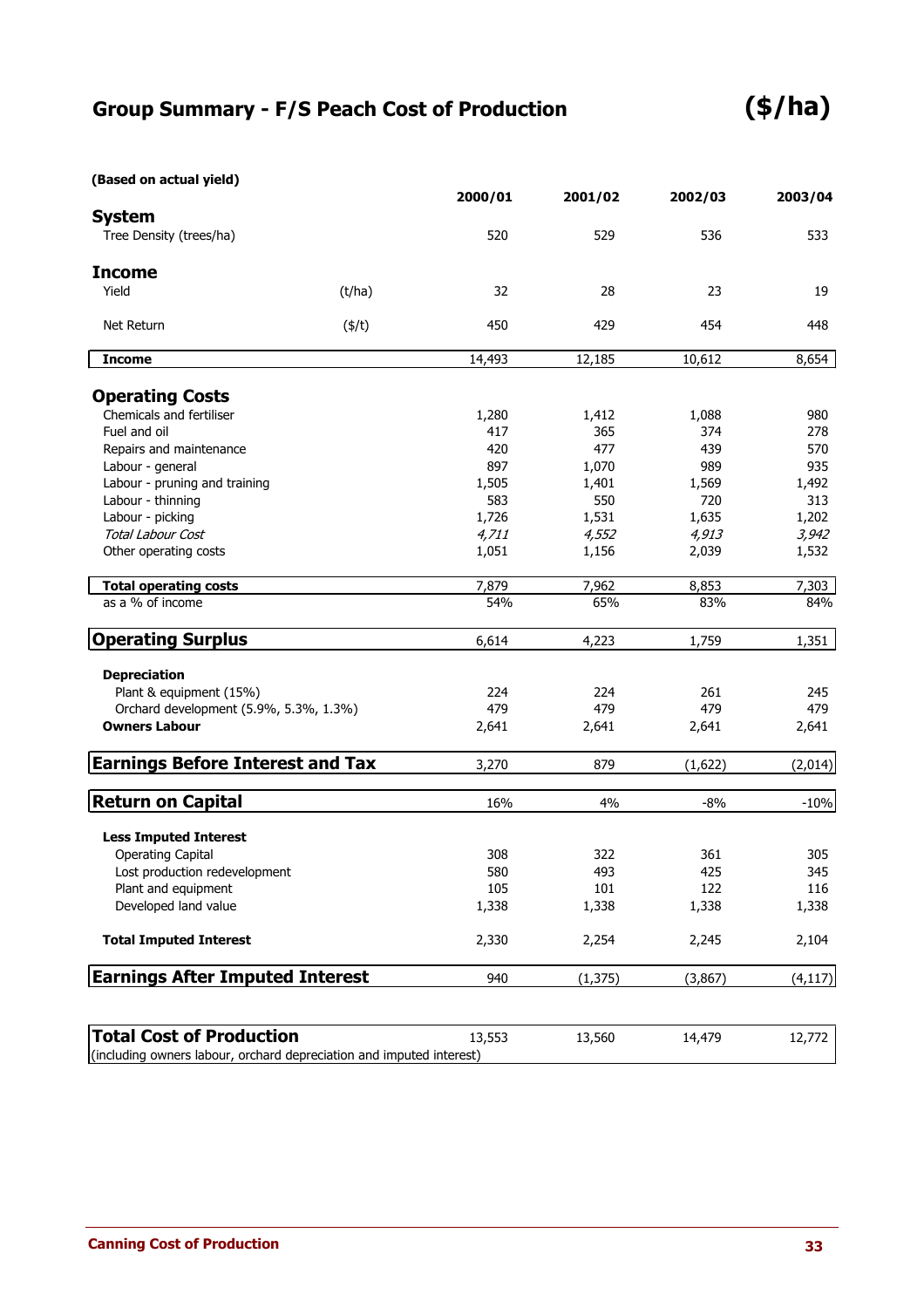## Group Summary - F/S Peach Cost of Production ($/ha)

| (Based on actual yield) | | 2000/01 | 2001/02 | 2002/03 | 2003/04 |
|---|---|---|---|---|---|
| **System** | | | | | |
| Tree Density (trees/ha) | | 520 | 529 | 536 | 533 |
| **Income** | | | | | |
| Yield | (t/ha) | 32 | 28 | 23 | 19 |
| Net Return | ($/t) | 450 | 429 | 454 | 448 |
| **Income** | | 14,493 | 12,185 | 10,612 | 8,654 |
| **Operating Costs** | | | | | |
| Chemicals and fertiliser | | 1,280 | 1,412 | 1,088 | 980 |
| Fuel and oil | | 417 | 365 | 374 | 278 |
| Repairs and maintenance | | 420 | 477 | 439 | 570 |
| Labour - general | | 897 | 1,070 | 989 | 935 |
| Labour - pruning and training | | 1,505 | 1,401 | 1,569 | 1,492 |
| Labour - thinning | | 583 | 550 | 720 | 313 |
| Labour - picking | | 1,726 | 1,531 | 1,635 | 1,202 |
| *Total Labour Cost* | | *4,711* | *4,552* | *4,913* | *3,942* |
| Other operating costs | | 1,051 | 1,156 | 2,039 | 1,532 |
| **Total operating costs** | | 7,879 | 7,962 | 8,853 | 7,303 |
| as a % of income | | 54% | 65% | 83% | 84% |
| **Operating Surplus** | | 6,614 | 4,223 | 1,759 | 1,351 |
| **Depreciation** | | | | | |
| Plant & equipment (15%) | | 224 | 224 | 261 | 245 |
| Orchard development (5.9%, 5.3%, 1.3%) | | 479 | 479 | 479 | 479 |
| **Owners Labour** | | 2,641 | 2,641 | 2,641 | 2,641 |
| **Earnings Before Interest and Tax** | | 3,270 | 879 | (1,622) | (2,014) |
| **Return on Capital** | | 16% | 4% | -8% | -10% |
| **Less Imputed Interest** | | | | | |
| Operating Capital | | 308 | 322 | 361 | 305 |
| Lost production redevelopment | | 580 | 493 | 425 | 345 |
| Plant and equipment | | 105 | 101 | 122 | 116 |
| Developed land value | | 1,338 | 1,338 | 1,338 | 1,338 |
| **Total Imputed Interest** | | 2,330 | 2,254 | 2,245 | 2,104 |
| **Earnings After Imputed Interest** | | 940 | (1,375) | (3,867) | (4,117) |
| **Total Cost of Production** (including owners labour, orchard depreciation and imputed interest) | | 13,553 | 13,560 | 14,479 | 12,772 |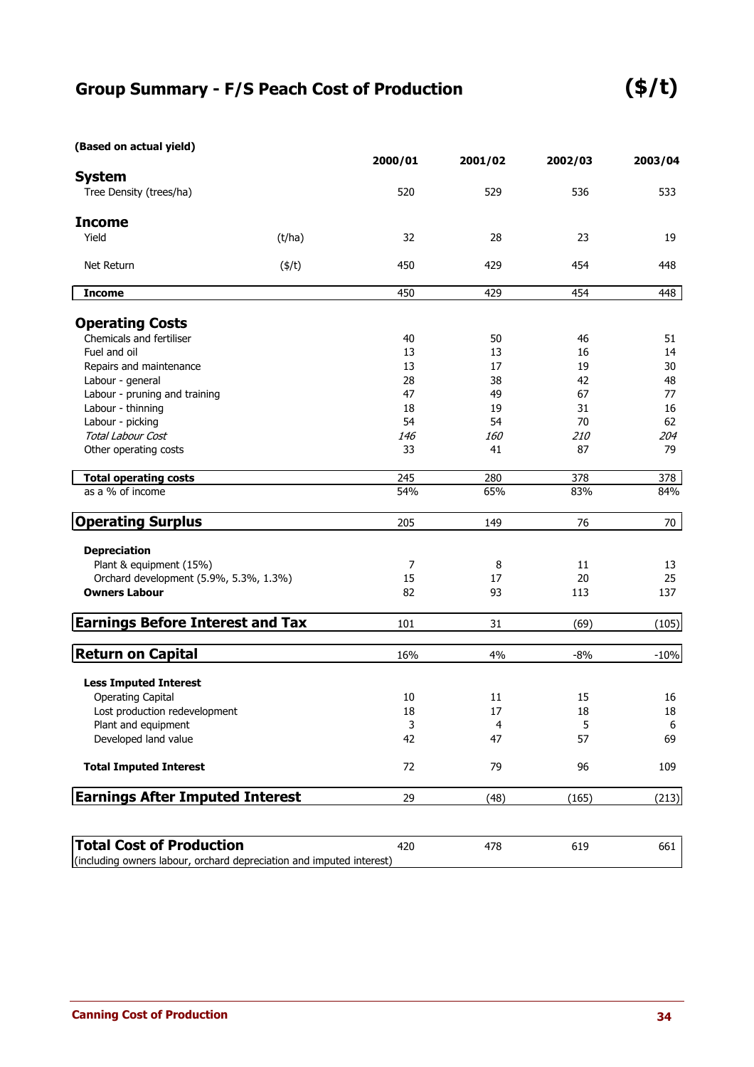# Group Summary - F/S Peach Cost of Production

**($/t)**

**(Based on actual yield)**

| | | 2000/01 | 2001/02 | 2002/03 | 2003/04 |
|---|---|---|---|---|---|
| **System** | | | | | |
| Tree Density (trees/ha) | | 520 | 529 | 536 | 533 |
| **Income** | | | | | |
| Yield | (t/ha) | 32 | 28 | 23 | 19 |
| Net Return | ($/t) | 450 | 429 | 454 | 448 |
| **Income** | | 450 | 429 | 454 | 448 |
| **Operating Costs** | | | | | |
| Chemicals and fertiliser | | 40 | 50 | 46 | 51 |
| Fuel and oil | | 13 | 13 | 16 | 14 |
| Repairs and maintenance | | 13 | 17 | 19 | 30 |
| Labour - general | | 28 | 38 | 42 | 48 |
| Labour - pruning and training | | 47 | 49 | 67 | 77 |
| Labour - thinning | | 18 | 19 | 31 | 16 |
| Labour - picking | | 54 | 54 | 70 | 62 |
| *Total Labour Cost* | | *146* | *160* | *210* | *204* |
| Other operating costs | | 33 | 41 | 87 | 79 |
| **Total operating costs** | | 245 | 280 | 378 | 378 |
| as a % of income | | 54% | 65% | 83% | 84% |
| **Operating Surplus** | | 205 | 149 | 76 | 70 |
| **Depreciation** | | | | | |
| Plant & equipment (15%) | | 7 | 8 | 11 | 13 |
| Orchard development (5.9%, 5.3%, 1.3%) | | 15 | 17 | 20 | 25 |
| **Owners Labour** | | 82 | 93 | 113 | 137 |
| **Earnings Before Interest and Tax** | | 101 | 31 | (69) | (105) |
| **Return on Capital** | | 16% | 4% | -8% | -10% |
| **Less Imputed Interest** | | | | | |
| Operating Capital | | 10 | 11 | 15 | 16 |
| Lost production redevelopment | | 18 | 17 | 18 | 18 |
| Plant and equipment | | 3 | 4 | 5 | 6 |
| Developed land value | | 42 | 47 | 57 | 69 |
| **Total Imputed Interest** | | 72 | 79 | 96 | 109 |
| **Earnings After Imputed Interest** | | 29 | (48) | (165) | (213) |
| **Total Cost of Production** (including owners labour, orchard depreciation and imputed interest) | | 420 | 478 | 619 | 661 |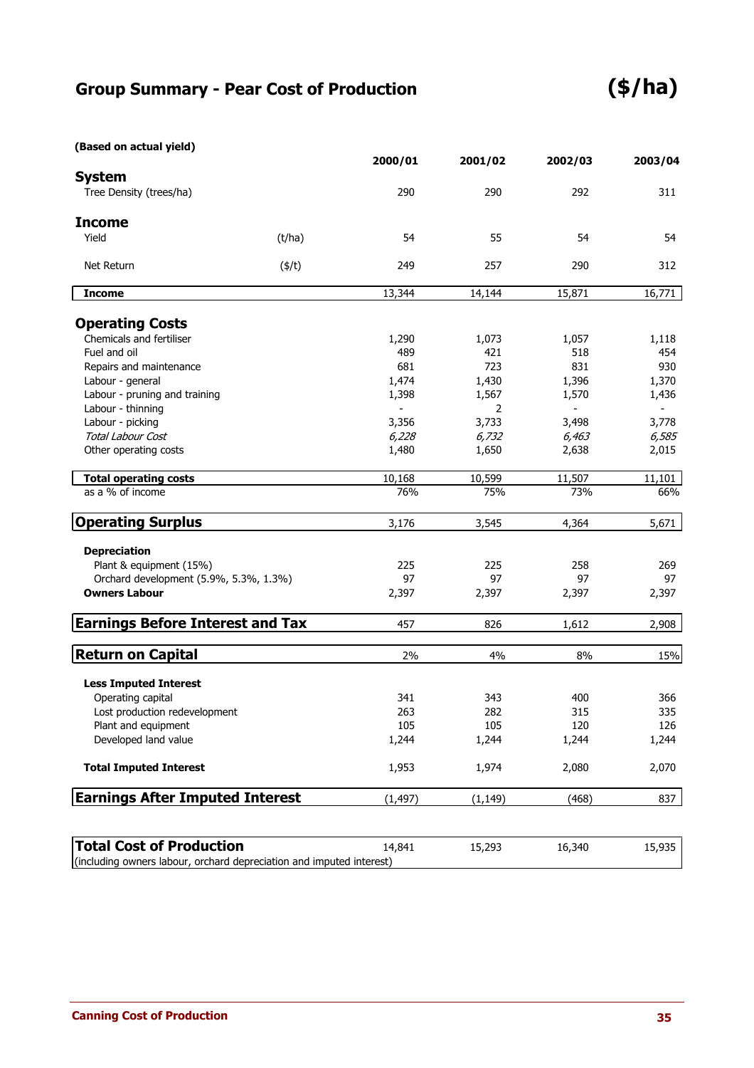# Group Summary - Pear Cost of Production ($/ha)

**(Based on actual yield)**

| | | 2000/01 | 2001/02 | 2002/03 | 2003/04 |
|---|---|---|---|---|---|
| **System** | | | | | |
| Tree Density (trees/ha) | | 290 | 290 | 292 | 311 |
| **Income** | | | | | |
| Yield | (t/ha) | 54 | 55 | 54 | 54 |
| Net Return | ($/t) | 249 | 257 | 290 | 312 |
| **Income** | | 13,344 | 14,144 | 15,871 | 16,771 |
| **Operating Costs** | | | | | |
| Chemicals and fertiliser | | 1,290 | 1,073 | 1,057 | 1,118 |
| Fuel and oil | | 489 | 421 | 518 | 454 |
| Repairs and maintenance | | 681 | 723 | 831 | 930 |
| Labour - general | | 1,474 | 1,430 | 1,396 | 1,370 |
| Labour - pruning and training | | 1,398 | 1,567 | 1,570 | 1,436 |
| Labour - thinning | | - | 2 | - | - |
| Labour - picking | | 3,356 | 3,733 | 3,498 | 3,778 |
| *Total Labour Cost* | | *6,228* | *6,732* | *6,463* | *6,585* |
| Other operating costs | | 1,480 | 1,650 | 2,638 | 2,015 |
| **Total operating costs** | | 10,168 | 10,599 | 11,507 | 11,101 |
| as a % of income | | 76% | 75% | 73% | 66% |
| **Operating Surplus** | | 3,176 | 3,545 | 4,364 | 5,671 |
| **Depreciation** | | | | | |
| Plant & equipment (15%) | | 225 | 225 | 258 | 269 |
| Orchard development (5.9%, 5.3%, 1.3%) | | 97 | 97 | 97 | 97 |
| **Owners Labour** | | 2,397 | 2,397 | 2,397 | 2,397 |
| **Earnings Before Interest and Tax** | | 457 | 826 | 1,612 | 2,908 |
| **Return on Capital** | | 2% | 4% | 8% | 15% |
| **Less Imputed Interest** | | | | | |
| Operating capital | | 341 | 343 | 400 | 366 |
| Lost production redevelopment | | 263 | 282 | 315 | 335 |
| Plant and equipment | | 105 | 105 | 120 | 126 |
| Developed land value | | 1,244 | 1,244 | 1,244 | 1,244 |
| **Total Imputed Interest** | | 1,953 | 1,974 | 2,080 | 2,070 |
| **Earnings After Imputed Interest** | | (1,497) | (1,149) | (468) | 837 |
| **Total Cost of Production** (including owners labour, orchard depreciation and imputed interest) | | 14,841 | 15,293 | 16,340 | 15,935 |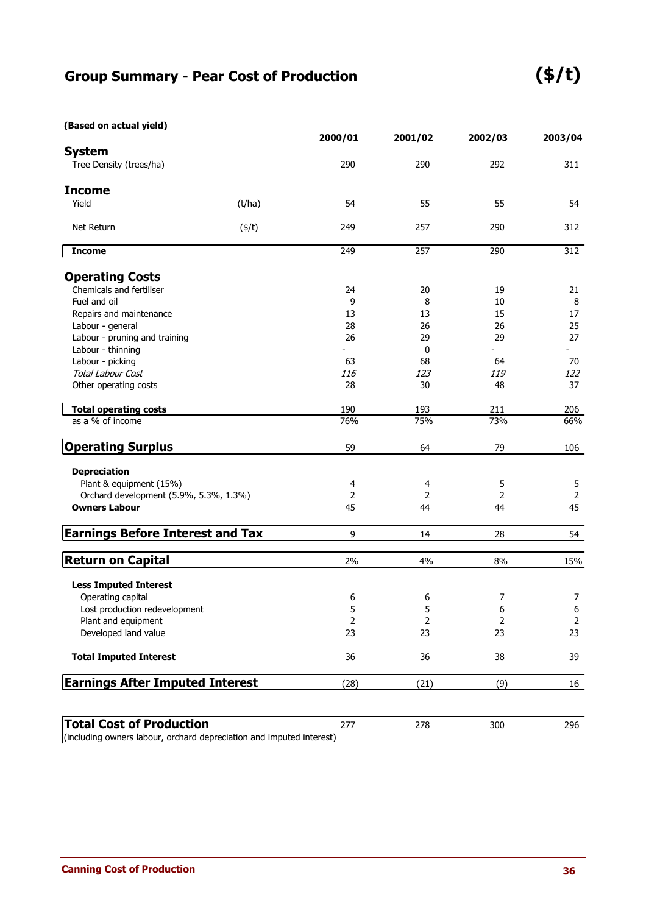## Group Summary - Pear Cost of Production ($/t)

**(Based on actual yield)**

| | | 2000/01 | 2001/02 | 2002/03 | 2003/04 |
|---|---|---|---|---|---|
| **System** | | | | | |
| Tree Density (trees/ha) | | 290 | 290 | 292 | 311 |
| **Income** | | | | | |
| Yield | (t/ha) | 54 | 55 | 55 | 54 |
| Net Return | ($/t) | 249 | 257 | 290 | 312 |
| **Income** | | 249 | 257 | 290 | 312 |
| **Operating Costs** | | | | | |
| Chemicals and fertiliser | | 24 | 20 | 19 | 21 |
| Fuel and oil | | 9 | 8 | 10 | 8 |
| Repairs and maintenance | | 13 | 13 | 15 | 17 |
| Labour - general | | 28 | 26 | 26 | 25 |
| Labour - pruning and training | | 26 | 29 | 29 | 27 |
| Labour - thinning | | - | 0 | - | - |
| Labour - picking | | 63 | 68 | 64 | 70 |
| *Total Labour Cost* | | *116* | *123* | *119* | *122* |
| Other operating costs | | 28 | 30 | 48 | 37 |
| **Total operating costs** | | 190 | 193 | 211 | 206 |
| as a % of income | | 76% | 75% | 73% | 66% |
| **Operating Surplus** | | 59 | 64 | 79 | 106 |
| **Depreciation** | | | | | |
| Plant & equipment (15%) | | 4 | 4 | 5 | 5 |
| Orchard development (5.9%, 5.3%, 1.3%) | | 2 | 2 | 2 | 2 |
| **Owners Labour** | | 45 | 44 | 44 | 45 |
| **Earnings Before Interest and Tax** | | 9 | 14 | 28 | 54 |
| **Return on Capital** | | 2% | 4% | 8% | 15% |
| **Less Imputed Interest** | | | | | |
| Operating capital | | 6 | 6 | 7 | 7 |
| Lost production redevelopment | | 5 | 5 | 6 | 6 |
| Plant and equipment | | 2 | 2 | 2 | 2 |
| Developed land value | | 23 | 23 | 23 | 23 |
| **Total Imputed Interest** | | 36 | 36 | 38 | 39 |
| **Earnings After Imputed Interest** | | (28) | (21) | (9) | 16 |
| **Total Cost of Production** (including owners labour, orchard depreciation and imputed interest) | | 277 | 278 | 300 | 296 |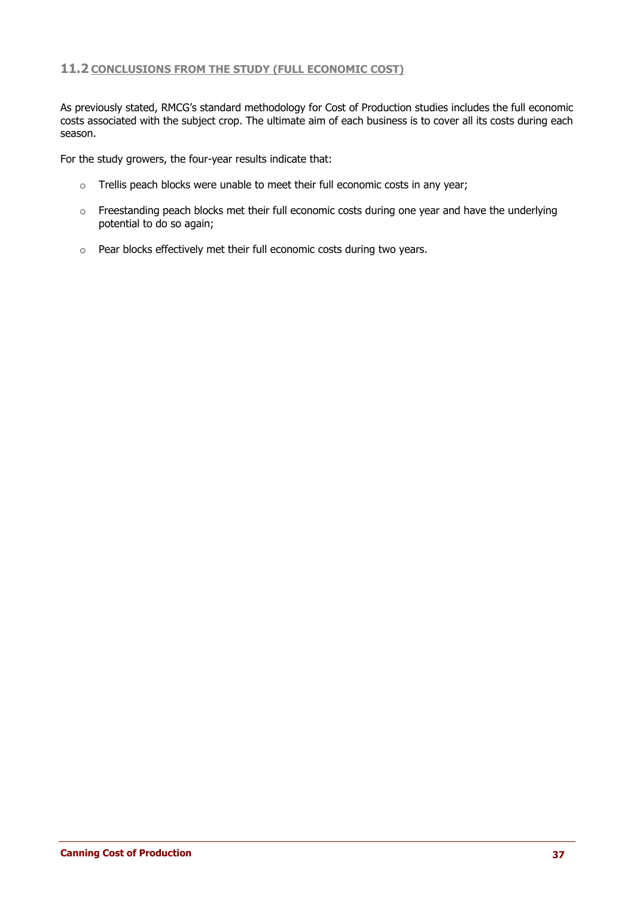## 11.2 CONCLUSIONS FROM THE STUDY (FULL ECONOMIC COST)

As previously stated, RMCG's standard methodology for Cost of Production studies includes the full economic costs associated with the subject crop. The ultimate aim of each business is to cover all its costs during each season.

For the study growers, the four-year results indicate that:

- Trellis peach blocks were unable to meet their full economic costs in any year;
- Freestanding peach blocks met their full economic costs during one year and have the underlying potential to do so again;
- Pear blocks effectively met their full economic costs during two years.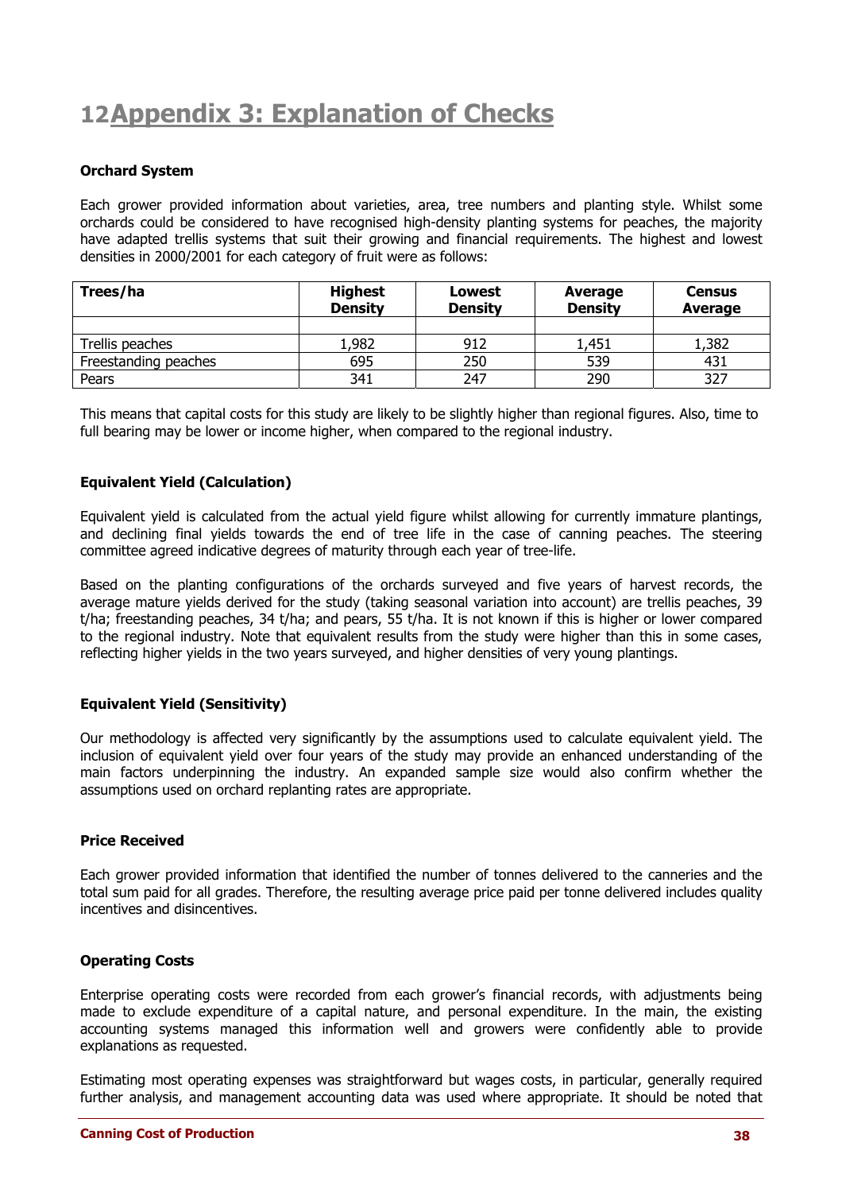# 12 Appendix 3: Explanation of Checks

**Orchard System**

Each grower provided information about varieties, area, tree numbers and planting style. Whilst some orchards could be considered to have recognised high-density planting systems for peaches, the majority have adapted trellis systems that suit their growing and financial requirements. The highest and lowest densities in 2000/2001 for each category of fruit were as follows:

| Trees/ha | Highest Density | Lowest Density | Average Density | Census Average |
|---|---|---|---|---|
| | | | | |
| Trellis peaches | 1,982 | 912 | 1,451 | 1,382 |
| Freestanding peaches | 695 | 250 | 539 | 431 |
| Pears | 341 | 247 | 290 | 327 |

This means that capital costs for this study are likely to be slightly higher than regional figures. Also, time to full bearing may be lower or income higher, when compared to the regional industry.

**Equivalent Yield (Calculation)**

Equivalent yield is calculated from the actual yield figure whilst allowing for currently immature plantings, and declining final yields towards the end of tree life in the case of canning peaches. The steering committee agreed indicative degrees of maturity through each year of tree-life.

Based on the planting configurations of the orchards surveyed and five years of harvest records, the average mature yields derived for the study (taking seasonal variation into account) are trellis peaches, 39 t/ha; freestanding peaches, 34 t/ha; and pears, 55 t/ha. It is not known if this is higher or lower compared to the regional industry. Note that equivalent results from the study were higher than this in some cases, reflecting higher yields in the two years surveyed, and higher densities of very young plantings.

**Equivalent Yield (Sensitivity)**

Our methodology is affected very significantly by the assumptions used to calculate equivalent yield. The inclusion of equivalent yield over four years of the study may provide an enhanced understanding of the main factors underpinning the industry. An expanded sample size would also confirm whether the assumptions used on orchard replanting rates are appropriate.

**Price Received**

Each grower provided information that identified the number of tonnes delivered to the canneries and the total sum paid for all grades. Therefore, the resulting average price paid per tonne delivered includes quality incentives and disincentives.

**Operating Costs**

Enterprise operating costs were recorded from each grower's financial records, with adjustments being made to exclude expenditure of a capital nature, and personal expenditure. In the main, the existing accounting systems managed this information well and growers were confidently able to provide explanations as requested.

Estimating most operating expenses was straightforward but wages costs, in particular, generally required further analysis, and management accounting data was used where appropriate. It should be noted that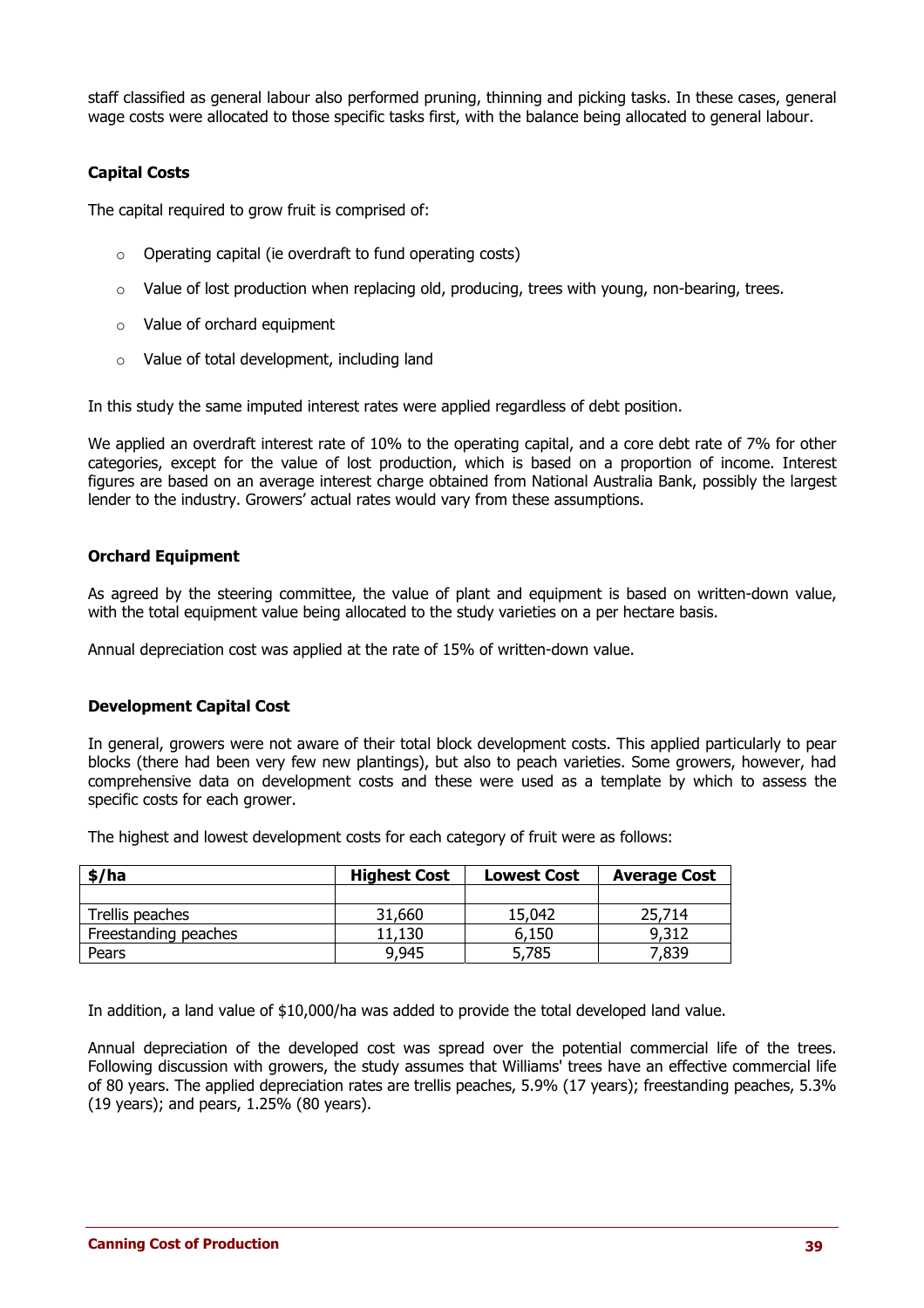staff classified as general labour also performed pruning, thinning and picking tasks. In these cases, general wage costs were allocated to those specific tasks first, with the balance being allocated to general labour.

### Capital Costs

The capital required to grow fruit is comprised of:

- Operating capital (ie overdraft to fund operating costs)
- Value of lost production when replacing old, producing, trees with young, non-bearing, trees.
- Value of orchard equipment
- Value of total development, including land

In this study the same imputed interest rates were applied regardless of debt position.

We applied an overdraft interest rate of 10% to the operating capital, and a core debt rate of 7% for other categories, except for the value of lost production, which is based on a proportion of income. Interest figures are based on an average interest charge obtained from National Australia Bank, possibly the largest lender to the industry. Growers' actual rates would vary from these assumptions.

### Orchard Equipment

As agreed by the steering committee, the value of plant and equipment is based on written-down value, with the total equipment value being allocated to the study varieties on a per hectare basis.

Annual depreciation cost was applied at the rate of 15% of written-down value.

### Development Capital Cost

In general, growers were not aware of their total block development costs. This applied particularly to pear blocks (there had been very few new plantings), but also to peach varieties. Some growers, however, had comprehensive data on development costs and these were used as a template by which to assess the specific costs for each grower.

The highest and lowest development costs for each category of fruit were as follows:

| $/ha | Highest Cost | Lowest Cost | Average Cost |
|---|---|---|---|
| | | | |
| Trellis peaches | 31,660 | 15,042 | 25,714 |
| Freestanding peaches | 11,130 | 6,150 | 9,312 |
| Pears | 9,945 | 5,785 | 7,839 |

In addition, a land value of $10,000/ha was added to provide the total developed land value.

Annual depreciation of the developed cost was spread over the potential commercial life of the trees. Following discussion with growers, the study assumes that Williams' trees have an effective commercial life of 80 years. The applied depreciation rates are trellis peaches, 5.9% (17 years); freestanding peaches, 5.3% (19 years); and pears, 1.25% (80 years).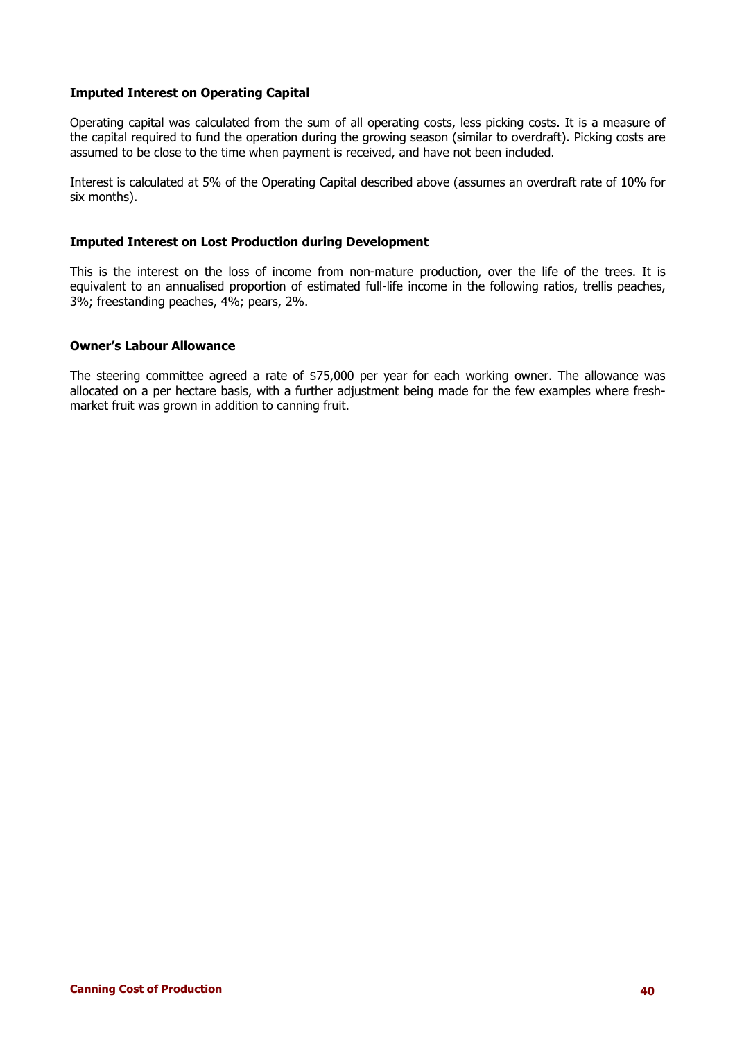### Imputed Interest on Operating Capital

Operating capital was calculated from the sum of all operating costs, less picking costs. It is a measure of the capital required to fund the operation during the growing season (similar to overdraft). Picking costs are assumed to be close to the time when payment is received, and have not been included.

Interest is calculated at 5% of the Operating Capital described above (assumes an overdraft rate of 10% for six months).

### Imputed Interest on Lost Production during Development

This is the interest on the loss of income from non-mature production, over the life of the trees. It is equivalent to an annualised proportion of estimated full-life income in the following ratios, trellis peaches, 3%; freestanding peaches, 4%; pears, 2%.

### Owner's Labour Allowance

The steering committee agreed a rate of $75,000 per year for each working owner. The allowance was allocated on a per hectare basis, with a further adjustment being made for the few examples where fresh-market fruit was grown in addition to canning fruit.